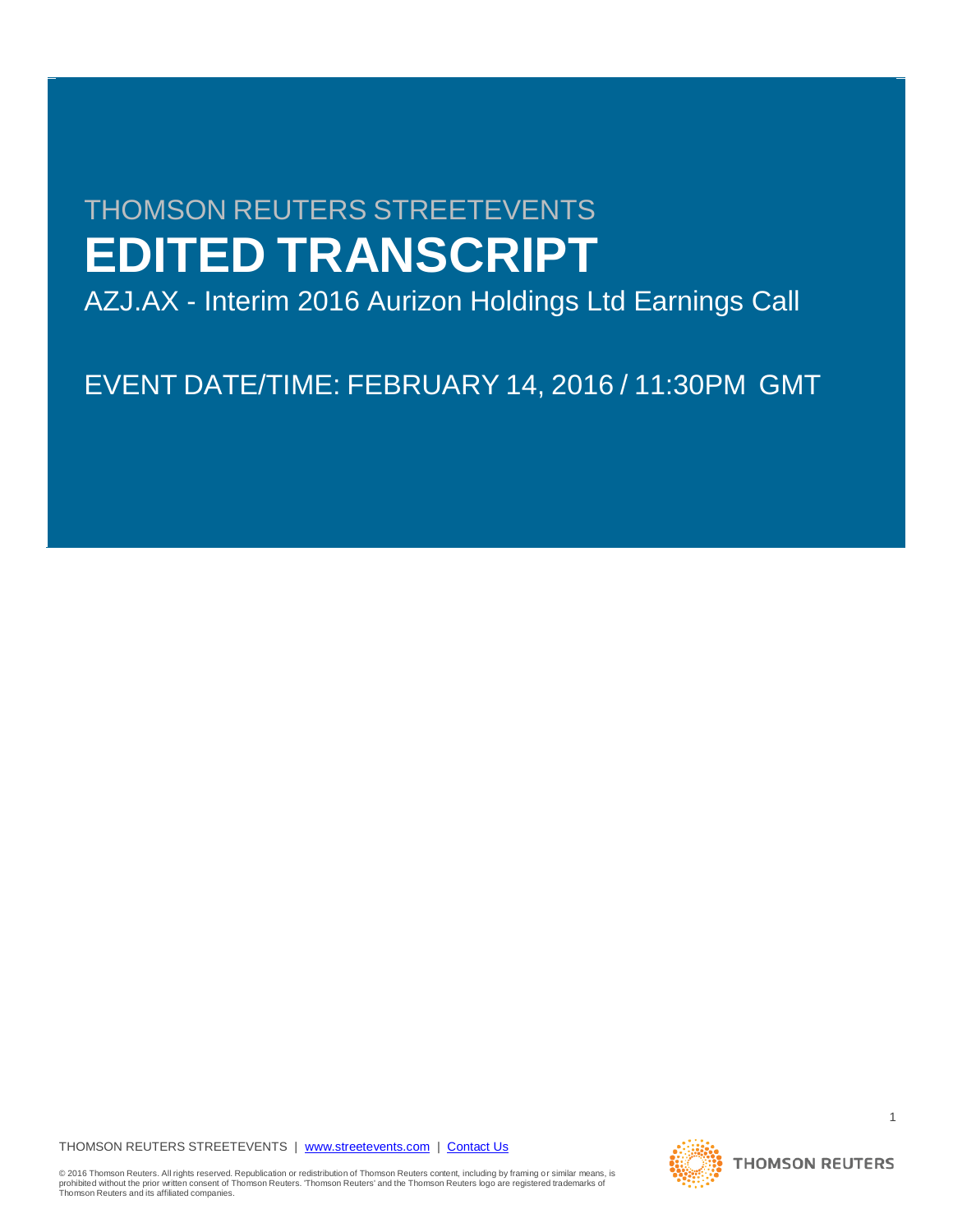THOMSON REUTERS STREETEVENTS

# EDITED TRANSCRIPT

AZJ.AX - Interim 2016 Aurizon Holdings Ltd Earnings Call

EVENT DATE/TIME: FEBRUARY 14, 2016 / 11:30PM GMT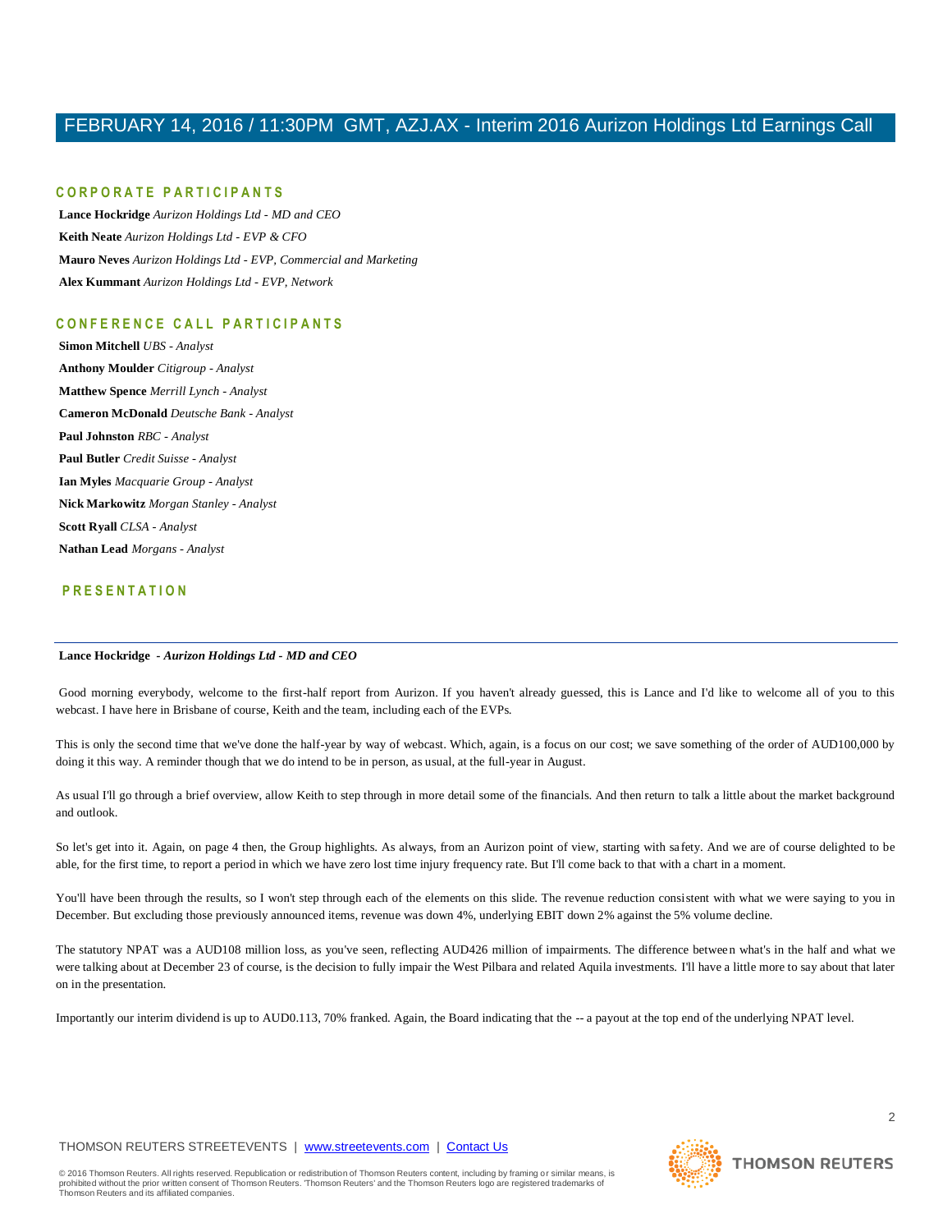## CORPORATE PARTICIPANTS

**Lance Hockridge** *Aurizon Holdings Ltd - MD and CEO*

**Keith Neate** *Aurizon Holdings Ltd - EVP & CFO*

**Mauro Neves** *Aurizon Holdings Ltd - EVP, Commercial and Marketing*

**Alex Kummant** *Aurizon Holdings Ltd - EVP, Network*

## CONFERENCE CALL PARTICIPANTS

**Simon Mitchell** *UBS - Analyst*

**Anthony Moulder** *Citigroup - Analyst*

**Matthew Spence** *Merrill Lynch - Analyst*

**Cameron McDonald** *Deutsche Bank - Analyst*

**Paul Johnston** *RBC - Analyst*

**Paul Butler** *Credit Suisse - Analyst*

**Ian Myles** *Macquarie Group - Analyst*

**Nick Markowitz** *Morgan Stanley - Analyst*

**Scott Ryall** *CLSA - Analyst*

**Nathan Lead** *Morgans - Analyst*

## PRESENTATION

---

**Lance Hockridge** - ***Aurizon Holdings Ltd - MD and CEO***

Good morning everybody, welcome to the first-half report from Aurizon. If you haven't already guessed, this is Lance and I'd like to welcome all of you to this webcast. I have here in Brisbane of course, Keith and the team, including each of the EVPs.

This is only the second time that we've done the half-year by way of webcast. Which, again, is a focus on our cost; we save something of the order of AUD100,000 by doing it this way. A reminder though that we do intend to be in person, as usual, at the full-year in August.

As usual I'll go through a brief overview, allow Keith to step through in more detail some of the financials. And then return to talk a little about the market background and outlook.

So let's get into it. Again, on page 4 then, the Group highlights. As always, from an Aurizon point of view, starting with safety. And we are of course delighted to be able, for the first time, to report a period in which we have zero lost time injury frequency rate. But I'll come back to that with a chart in a moment.

You'll have been through the results, so I won't step through each of the elements on this slide. The revenue reduction consistent with what we were saying to you in December. But excluding those previously announced items, revenue was down 4%, underlying EBIT down 2% against the 5% volume decline.

The statutory NPAT was a AUD108 million loss, as you've seen, reflecting AUD426 million of impairments. The difference between what's in the half and what we were talking about at December 23 of course, is the decision to fully impair the West Pilbara and related Aquila investments. I'll have a little more to say about that later on in the presentation.

Importantly our interim dividend is up to AUD0.113, 70% franked. Again, the Board indicating that the -- a payout at the top end of the underlying NPAT level.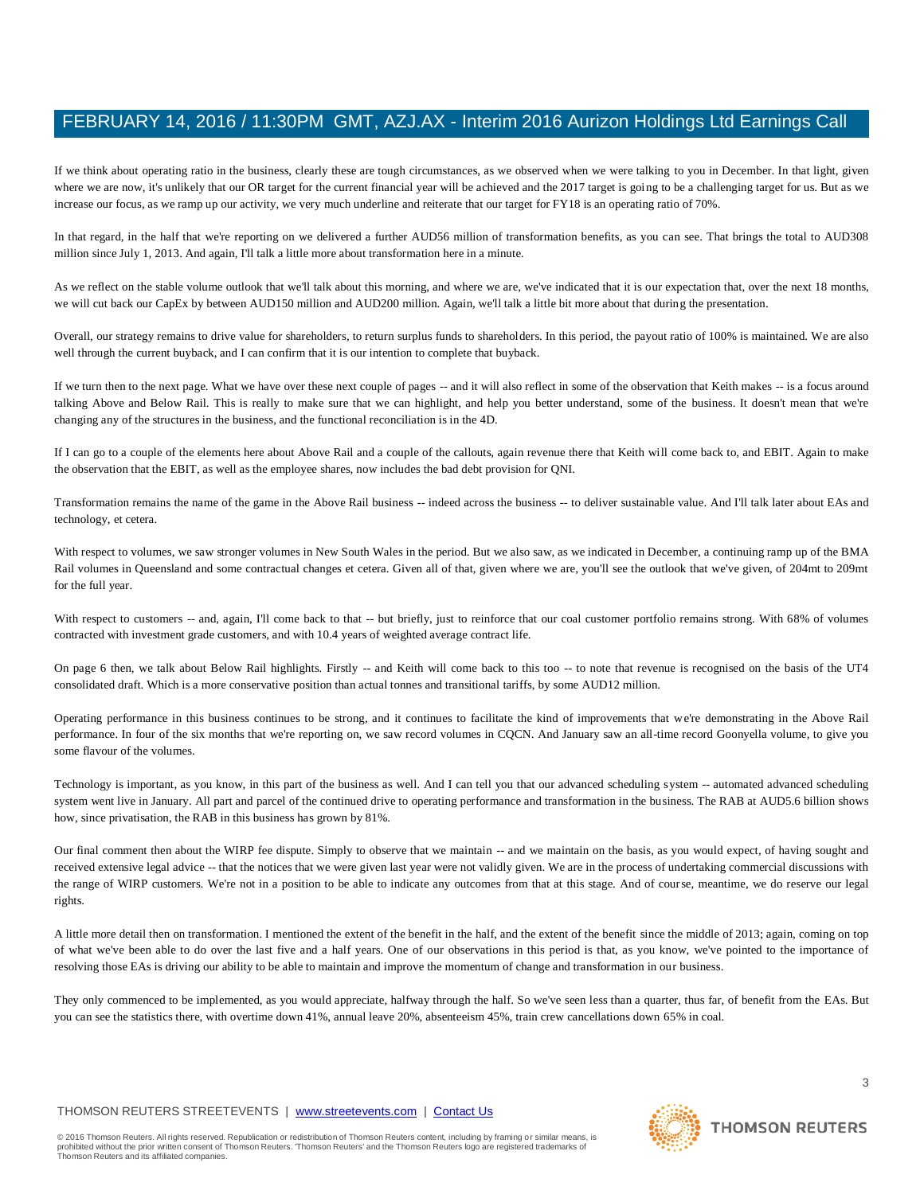If we think about operating ratio in the business, clearly these are tough circumstances, as we observed when we were talking to you in December. In that light, given where we are now, it's unlikely that our OR target for the current financial year will be achieved and the 2017 target is going to be a challenging target for us. But as we increase our focus, as we ramp up our activity, we very much underline and reiterate that our target for FY18 is an operating ratio of 70%.

In that regard, in the half that we're reporting on we delivered a further AUD56 million of transformation benefits, as you can see. That brings the total to AUD308 million since July 1, 2013. And again, I'll talk a little more about transformation here in a minute.

As we reflect on the stable volume outlook that we'll talk about this morning, and where we are, we've indicated that it is our expectation that, over the next 18 months, we will cut back our CapEx by between AUD150 million and AUD200 million. Again, we'll talk a little bit more about that during the presentation.

Overall, our strategy remains to drive value for shareholders, to return surplus funds to shareholders. In this period, the payout ratio of 100% is maintained. We are also well through the current buyback, and I can confirm that it is our intention to complete that buyback.

If we turn then to the next page. What we have over these next couple of pages -- and it will also reflect in some of the observation that Keith makes -- is a focus around talking Above and Below Rail. This is really to make sure that we can highlight, and help you better understand, some of the business. It doesn't mean that we're changing any of the structures in the business, and the functional reconciliation is in the 4D.

If I can go to a couple of the elements here about Above Rail and a couple of the callouts, again revenue there that Keith will come back to, and EBIT. Again to make the observation that the EBIT, as well as the employee shares, now includes the bad debt provision for QNI.

Transformation remains the name of the game in the Above Rail business -- indeed across the business -- to deliver sustainable value. And I'll talk later about EAs and technology, et cetera.

With respect to volumes, we saw stronger volumes in New South Wales in the period. But we also saw, as we indicated in December, a continuing ramp up of the BMA Rail volumes in Queensland and some contractual changes et cetera. Given all of that, given where we are, you'll see the outlook that we've given, of 204mt to 209mt for the full year.

With respect to customers -- and, again, I'll come back to that -- but briefly, just to reinforce that our coal customer portfolio remains strong. With 68% of volumes contracted with investment grade customers, and with 10.4 years of weighted average contract life.

On page 6 then, we talk about Below Rail highlights. Firstly -- and Keith will come back to this too -- to note that revenue is recognised on the basis of the UT4 consolidated draft. Which is a more conservative position than actual tonnes and transitional tariffs, by some AUD12 million.

Operating performance in this business continues to be strong, and it continues to facilitate the kind of improvements that we're demonstrating in the Above Rail performance. In four of the six months that we're reporting on, we saw record volumes in CQCN. And January saw an all-time record Goonyella volume, to give you some flavour of the volumes.

Technology is important, as you know, in this part of the business as well. And I can tell you that our advanced scheduling system -- automated advanced scheduling system went live in January. All part and parcel of the continued drive to operating performance and transformation in the business. The RAB at AUD5.6 billion shows how, since privatisation, the RAB in this business has grown by 81%.

Our final comment then about the WIRP fee dispute. Simply to observe that we maintain -- and we maintain on the basis, as you would expect, of having sought and received extensive legal advice -- that the notices that we were given last year were not validly given. We are in the process of undertaking commercial discussions with the range of WIRP customers. We're not in a position to be able to indicate any outcomes from that at this stage. And of course, meantime, we do reserve our legal rights.

A little more detail then on transformation. I mentioned the extent of the benefit in the half, and the extent of the benefit since the middle of 2013; again, coming on top of what we've been able to do over the last five and a half years. One of our observations in this period is that, as you know, we've pointed to the importance of resolving those EAs is driving our ability to be able to maintain and improve the momentum of change and transformation in our business.

They only commenced to be implemented, as you would appreciate, halfway through the half. So we've seen less than a quarter, thus far, of benefit from the EAs. But you can see the statistics there, with overtime down 41%, annual leave 20%, absenteeism 45%, train crew cancellations down 65% in coal.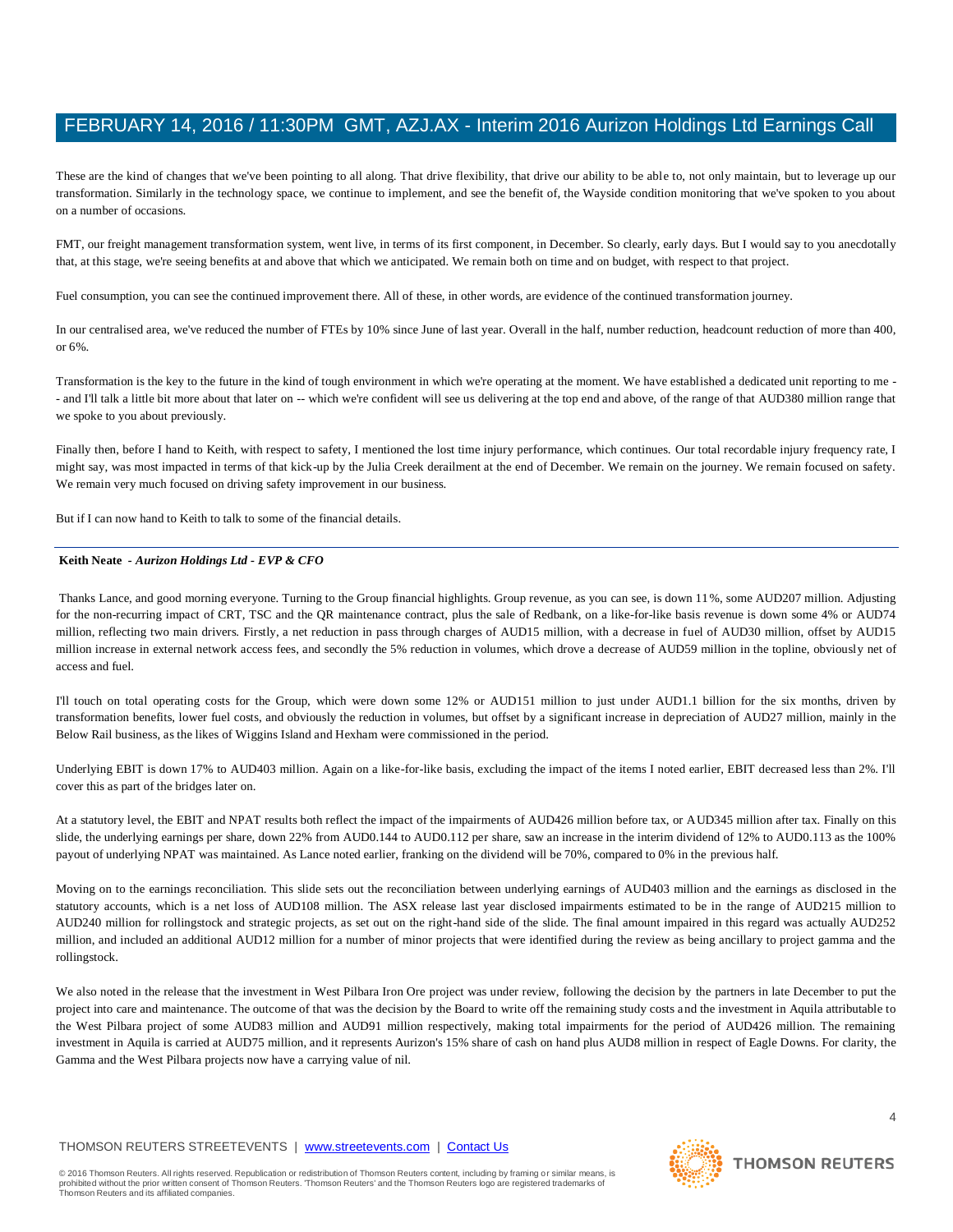These are the kind of changes that we've been pointing to all along. That drive flexibility, that drive our ability to be able to, not only maintain, but to leverage up our transformation. Similarly in the technology space, we continue to implement, and see the benefit of, the Wayside condition monitoring that we've spoken to you about on a number of occasions.

FMT, our freight management transformation system, went live, in terms of its first component, in December. So clearly, early days. But I would say to you anecdotally that, at this stage, we're seeing benefits at and above that which we anticipated. We remain both on time and on budget, with respect to that project.

Fuel consumption, you can see the continued improvement there. All of these, in other words, are evidence of the continued transformation journey.

In our centralised area, we've reduced the number of FTEs by 10% since June of last year. Overall in the half, number reduction, headcount reduction of more than 400, or 6%.

Transformation is the key to the future in the kind of tough environment in which we're operating at the moment. We have established a dedicated unit reporting to me -- and I'll talk a little bit more about that later on -- which we're confident will see us delivering at the top end and above, of the range of that AUD380 million range that we spoke to you about previously.

Finally then, before I hand to Keith, with respect to safety, I mentioned the lost time injury performance, which continues. Our total recordable injury frequency rate, I might say, was most impacted in terms of that kick-up by the Julia Creek derailment at the end of December. We remain on the journey. We remain focused on safety. We remain very much focused on driving safety improvement in our business.

But if I can now hand to Keith to talk to some of the financial details.

---

**Keith Neate** - ***Aurizon Holdings Ltd - EVP & CFO***

Thanks Lance, and good morning everyone. Turning to the Group financial highlights. Group revenue, as you can see, is down 11%, some AUD207 million. Adjusting for the non-recurring impact of CRT, TSC and the QR maintenance contract, plus the sale of Redbank, on a like-for-like basis revenue is down some 4% or AUD74 million, reflecting two main drivers. Firstly, a net reduction in pass through charges of AUD15 million, with a decrease in fuel of AUD30 million, offset by AUD15 million increase in external network access fees, and secondly the 5% reduction in volumes, which drove a decrease of AUD59 million in the topline, obviously net of access and fuel.

I'll touch on total operating costs for the Group, which were down some 12% or AUD151 million to just under AUD1.1 billion for the six months, driven by transformation benefits, lower fuel costs, and obviously the reduction in volumes, but offset by a significant increase in depreciation of AUD27 million, mainly in the Below Rail business, as the likes of Wiggins Island and Hexham were commissioned in the period.

Underlying EBIT is down 17% to AUD403 million. Again on a like-for-like basis, excluding the impact of the items I noted earlier, EBIT decreased less than 2%. I'll cover this as part of the bridges later on.

At a statutory level, the EBIT and NPAT results both reflect the impact of the impairments of AUD426 million before tax, or AUD345 million after tax. Finally on this slide, the underlying earnings per share, down 22% from AUD0.144 to AUD0.112 per share, saw an increase in the interim dividend of 12% to AUD0.113 as the 100% payout of underlying NPAT was maintained. As Lance noted earlier, franking on the dividend will be 70%, compared to 0% in the previous half.

Moving on to the earnings reconciliation. This slide sets out the reconciliation between underlying earnings of AUD403 million and the earnings as disclosed in the statutory accounts, which is a net loss of AUD108 million. The ASX release last year disclosed impairments estimated to be in the range of AUD215 million to AUD240 million for rollingstock and strategic projects, as set out on the right-hand side of the slide. The final amount impaired in this regard was actually AUD252 million, and included an additional AUD12 million for a number of minor projects that were identified during the review as being ancillary to project gamma and the rollingstock.

We also noted in the release that the investment in West Pilbara Iron Ore project was under review, following the decision by the partners in late December to put the project into care and maintenance. The outcome of that was the decision by the Board to write off the remaining study costs and the investment in Aquila attributable to the West Pilbara project of some AUD83 million and AUD91 million respectively, making total impairments for the period of AUD426 million. The remaining investment in Aquila is carried at AUD75 million, and it represents Aurizon's 15% share of cash on hand plus AUD8 million in respect of Eagle Downs. For clarity, the Gamma and the West Pilbara projects now have a carrying value of nil.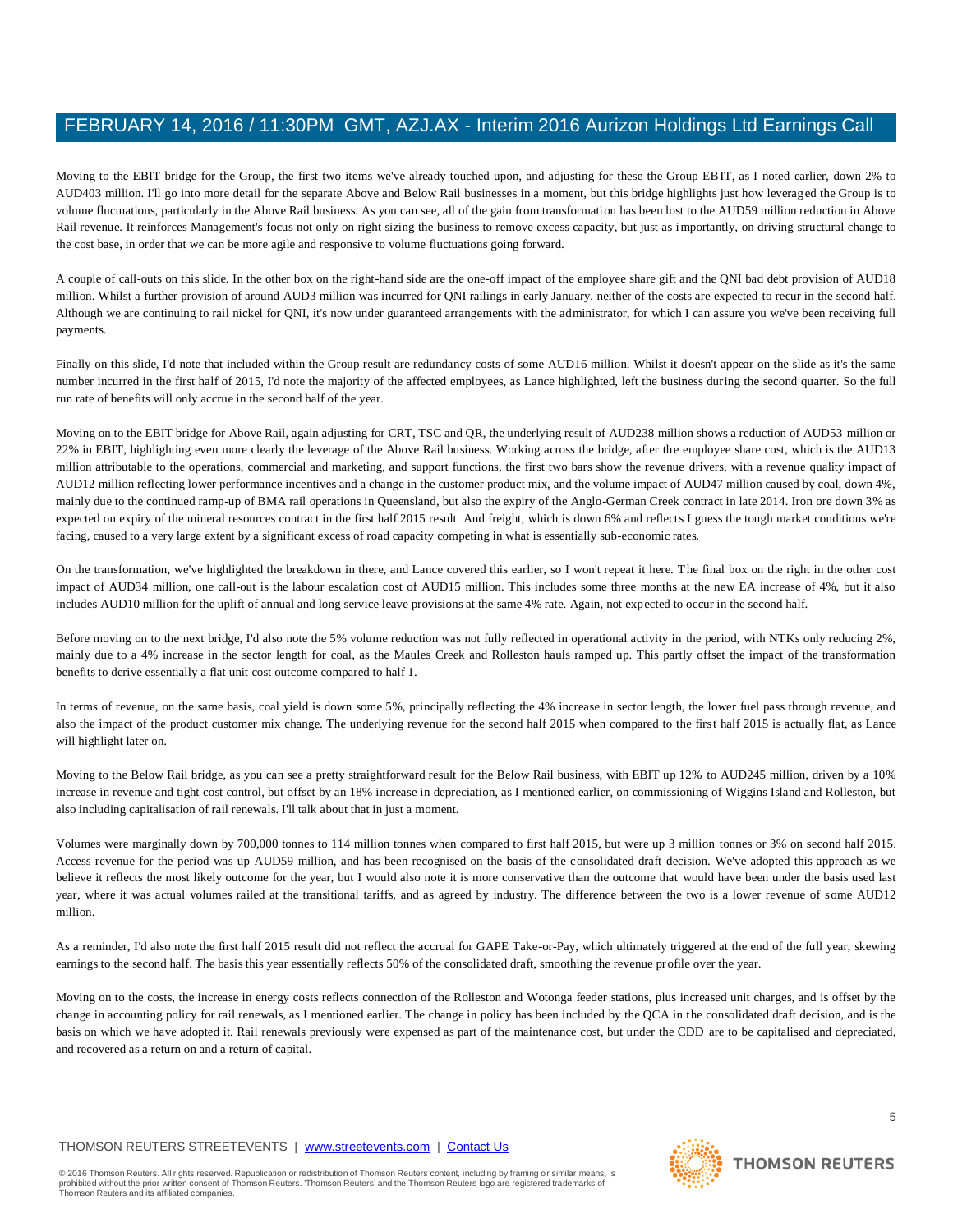Moving to the EBIT bridge for the Group, the first two items we've already touched upon, and adjusting for these the Group EBIT, as I noted earlier, down 2% to AUD403 million. I'll go into more detail for the separate Above and Below Rail businesses in a moment, but this bridge highlights just how leveraged the Group is to volume fluctuations, particularly in the Above Rail business. As you can see, all of the gain from transformation has been lost to the AUD59 million reduction in Above Rail revenue. It reinforces Management's focus not only on right sizing the business to remove excess capacity, but just as importantly, on driving structural change to the cost base, in order that we can be more agile and responsive to volume fluctuations going forward.

A couple of call-outs on this slide. In the other box on the right-hand side are the one-off impact of the employee share gift and the QNI bad debt provision of AUD18 million. Whilst a further provision of around AUD3 million was incurred for QNI railings in early January, neither of the costs are expected to recur in the second half. Although we are continuing to rail nickel for QNI, it's now under guaranteed arrangements with the administrator, for which I can assure you we've been receiving full payments.

Finally on this slide, I'd note that included within the Group result are redundancy costs of some AUD16 million. Whilst it doesn't appear on the slide as it's the same number incurred in the first half of 2015, I'd note the majority of the affected employees, as Lance highlighted, left the business during the second quarter. So the full run rate of benefits will only accrue in the second half of the year.

Moving on to the EBIT bridge for Above Rail, again adjusting for CRT, TSC and QR, the underlying result of AUD238 million shows a reduction of AUD53 million or 22% in EBIT, highlighting even more clearly the leverage of the Above Rail business. Working across the bridge, after the employee share cost, which is the AUD13 million attributable to the operations, commercial and marketing, and support functions, the first two bars show the revenue drivers, with a revenue quality impact of AUD12 million reflecting lower performance incentives and a change in the customer product mix, and the volume impact of AUD47 million caused by coal, down 4%, mainly due to the continued ramp-up of BMA rail operations in Queensland, but also the expiry of the Anglo-German Creek contract in late 2014. Iron ore down 3% as expected on expiry of the mineral resources contract in the first half 2015 result. And freight, which is down 6% and reflects I guess the tough market conditions we're facing, caused to a very large extent by a significant excess of road capacity competing in what is essentially sub-economic rates.

On the transformation, we've highlighted the breakdown in there, and Lance covered this earlier, so I won't repeat it here. The final box on the right in the other cost impact of AUD34 million, one call-out is the labour escalation cost of AUD15 million. This includes some three months at the new EA increase of 4%, but it also includes AUD10 million for the uplift of annual and long service leave provisions at the same 4% rate. Again, not expected to occur in the second half.

Before moving on to the next bridge, I'd also note the 5% volume reduction was not fully reflected in operational activity in the period, with NTKs only reducing 2%, mainly due to a 4% increase in the sector length for coal, as the Maules Creek and Rolleston hauls ramped up. This partly offset the impact of the transformation benefits to derive essentially a flat unit cost outcome compared to half 1.

In terms of revenue, on the same basis, coal yield is down some 5%, principally reflecting the 4% increase in sector length, the lower fuel pass through revenue, and also the impact of the product customer mix change. The underlying revenue for the second half 2015 when compared to the first half 2015 is actually flat, as Lance will highlight later on.

Moving to the Below Rail bridge, as you can see a pretty straightforward result for the Below Rail business, with EBIT up 12% to AUD245 million, driven by a 10% increase in revenue and tight cost control, but offset by an 18% increase in depreciation, as I mentioned earlier, on commissioning of Wiggins Island and Rolleston, but also including capitalisation of rail renewals. I'll talk about that in just a moment.

Volumes were marginally down by 700,000 tonnes to 114 million tonnes when compared to first half 2015, but were up 3 million tonnes or 3% on second half 2015. Access revenue for the period was up AUD59 million, and has been recognised on the basis of the consolidated draft decision. We've adopted this approach as we believe it reflects the most likely outcome for the year, but I would also note it is more conservative than the outcome that would have been under the basis used last year, where it was actual volumes railed at the transitional tariffs, and as agreed by industry. The difference between the two is a lower revenue of some AUD12 million.

As a reminder, I'd also note the first half 2015 result did not reflect the accrual for GAPE Take-or-Pay, which ultimately triggered at the end of the full year, skewing earnings to the second half. The basis this year essentially reflects 50% of the consolidated draft, smoothing the revenue profile over the year.

Moving on to the costs, the increase in energy costs reflects connection of the Rolleston and Wotonga feeder stations, plus increased unit charges, and is offset by the change in accounting policy for rail renewals, as I mentioned earlier. The change in policy has been included by the QCA in the consolidated draft decision, and is the basis on which we have adopted it. Rail renewals previously were expensed as part of the maintenance cost, but under the CDD are to be capitalised and depreciated, and recovered as a return on and a return of capital.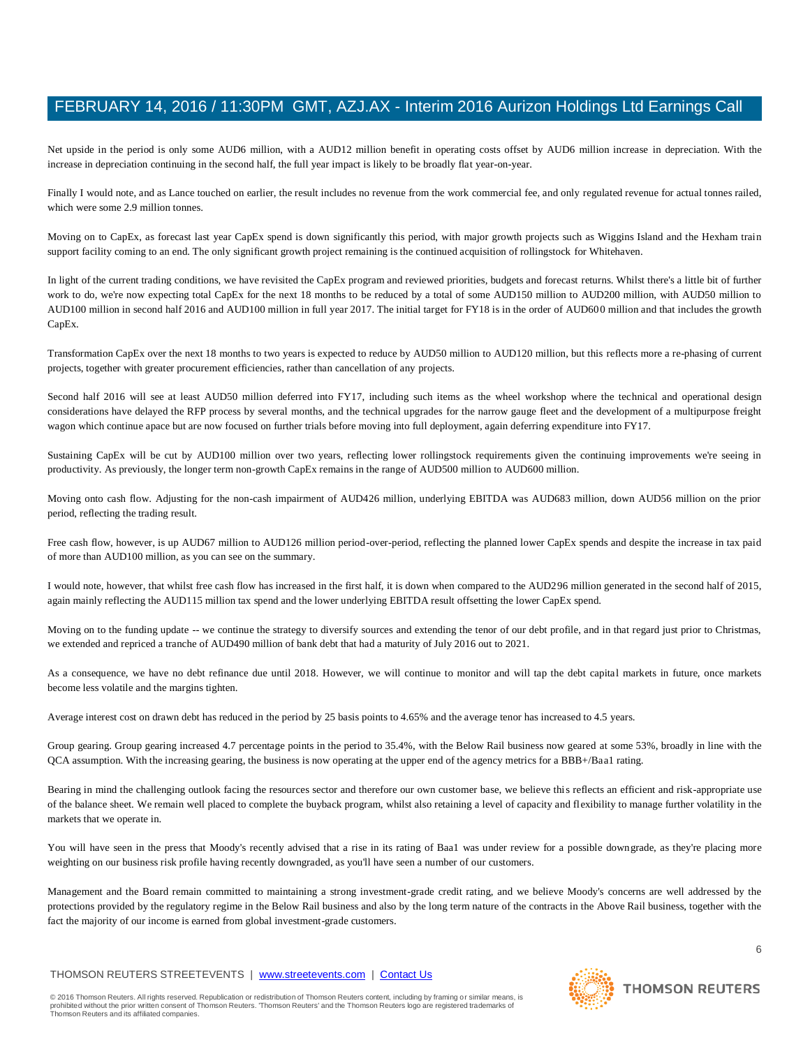Net upside in the period is only some AUD6 million, with a AUD12 million benefit in operating costs offset by AUD6 million increase in depreciation. With the increase in depreciation continuing in the second half, the full year impact is likely to be broadly flat year-on-year.

Finally I would note, and as Lance touched on earlier, the result includes no revenue from the work commercial fee, and only regulated revenue for actual tonnes railed, which were some 2.9 million tonnes.

Moving on to CapEx, as forecast last year CapEx spend is down significantly this period, with major growth projects such as Wiggins Island and the Hexham train support facility coming to an end. The only significant growth project remaining is the continued acquisition of rollingstock for Whitehaven.

In light of the current trading conditions, we have revisited the CapEx program and reviewed priorities, budgets and forecast returns. Whilst there's a little bit of further work to do, we're now expecting total CapEx for the next 18 months to be reduced by a total of some AUD150 million to AUD200 million, with AUD50 million to AUD100 million in second half 2016 and AUD100 million in full year 2017. The initial target for FY18 is in the order of AUD600 million and that includes the growth CapEx.

Transformation CapEx over the next 18 months to two years is expected to reduce by AUD50 million to AUD120 million, but this reflects more a re-phasing of current projects, together with greater procurement efficiencies, rather than cancellation of any projects.

Second half 2016 will see at least AUD50 million deferred into FY17, including such items as the wheel workshop where the technical and operational design considerations have delayed the RFP process by several months, and the technical upgrades for the narrow gauge fleet and the development of a multipurpose freight wagon which continue apace but are now focused on further trials before moving into full deployment, again deferring expenditure into FY17.

Sustaining CapEx will be cut by AUD100 million over two years, reflecting lower rollingstock requirements given the continuing improvements we're seeing in productivity. As previously, the longer term non-growth CapEx remains in the range of AUD500 million to AUD600 million.

Moving onto cash flow. Adjusting for the non-cash impairment of AUD426 million, underlying EBITDA was AUD683 million, down AUD56 million on the prior period, reflecting the trading result.

Free cash flow, however, is up AUD67 million to AUD126 million period-over-period, reflecting the planned lower CapEx spends and despite the increase in tax paid of more than AUD100 million, as you can see on the summary.

I would note, however, that whilst free cash flow has increased in the first half, it is down when compared to the AUD296 million generated in the second half of 2015, again mainly reflecting the AUD115 million tax spend and the lower underlying EBITDA result offsetting the lower CapEx spend.

Moving on to the funding update -- we continue the strategy to diversify sources and extending the tenor of our debt profile, and in that regard just prior to Christmas, we extended and repriced a tranche of AUD490 million of bank debt that had a maturity of July 2016 out to 2021.

As a consequence, we have no debt refinance due until 2018. However, we will continue to monitor and will tap the debt capital markets in future, once markets become less volatile and the margins tighten.

Average interest cost on drawn debt has reduced in the period by 25 basis points to 4.65% and the average tenor has increased to 4.5 years.

Group gearing. Group gearing increased 4.7 percentage points in the period to 35.4%, with the Below Rail business now geared at some 53%, broadly in line with the QCA assumption. With the increasing gearing, the business is now operating at the upper end of the agency metrics for a BBB+/Baa1 rating.

Bearing in mind the challenging outlook facing the resources sector and therefore our own customer base, we believe this reflects an efficient and risk-appropriate use of the balance sheet. We remain well placed to complete the buyback program, whilst also retaining a level of capacity and flexibility to manage further volatility in the markets that we operate in.

You will have seen in the press that Moody's recently advised that a rise in its rating of Baa1 was under review for a possible downgrade, as they're placing more weighting on our business risk profile having recently downgraded, as you'll have seen a number of our customers.

Management and the Board remain committed to maintaining a strong investment-grade credit rating, and we believe Moody's concerns are well addressed by the protections provided by the regulatory regime in the Below Rail business and also by the long term nature of the contracts in the Above Rail business, together with the fact the majority of our income is earned from global investment-grade customers.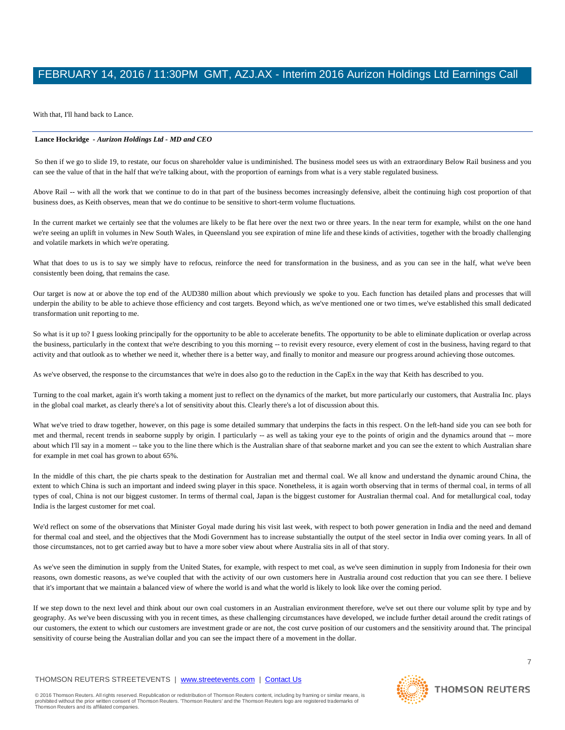With that, I'll hand back to Lance.

---

**Lance Hockridge** - ***Aurizon Holdings Ltd - MD and CEO***

So then if we go to slide 19, to restate, our focus on shareholder value is undiminished. The business model sees us with an extraordinary Below Rail business and you can see the value of that in the half that we're talking about, with the proportion of earnings from what is a very stable regulated business.

Above Rail -- with all the work that we continue to do in that part of the business becomes increasingly defensive, albeit the continuing high cost proportion of that business does, as Keith observes, mean that we do continue to be sensitive to short-term volume fluctuations.

In the current market we certainly see that the volumes are likely to be flat here over the next two or three years. In the near term for example, whilst on the one hand we're seeing an uplift in volumes in New South Wales, in Queensland you see expiration of mine life and these kinds of activities, together with the broadly challenging and volatile markets in which we're operating.

What that does to us is to say we simply have to refocus, reinforce the need for transformation in the business, and as you can see in the half, what we've been consistently been doing, that remains the case.

Our target is now at or above the top end of the AUD380 million about which previously we spoke to you. Each function has detailed plans and processes that will underpin the ability to be able to achieve those efficiency and cost targets. Beyond which, as we've mentioned one or two times, we've established this small dedicated transformation unit reporting to me.

So what is it up to? I guess looking principally for the opportunity to be able to accelerate benefits. The opportunity to be able to eliminate duplication or overlap across the business, particularly in the context that we're describing to you this morning -- to revisit every resource, every element of cost in the business, having regard to that activity and that outlook as to whether we need it, whether there is a better way, and finally to monitor and measure our progress around achieving those outcomes.

As we've observed, the response to the circumstances that we're in does also go to the reduction in the CapEx in the way that Keith has described to you.

Turning to the coal market, again it's worth taking a moment just to reflect on the dynamics of the market, but more particularly our customers, that Australia Inc. plays in the global coal market, as clearly there's a lot of sensitivity about this. Clearly there's a lot of discussion about this.

What we've tried to draw together, however, on this page is some detailed summary that underpins the facts in this respect. On the left-hand side you can see both for met and thermal, recent trends in seaborne supply by origin. I particularly -- as well as taking your eye to the points of origin and the dynamics around that -- more about which I'll say in a moment -- take you to the line there which is the Australian share of that seaborne market and you can see the extent to which Australian share for example in met coal has grown to about 65%.

In the middle of this chart, the pie charts speak to the destination for Australian met and thermal coal. We all know and understand the dynamic around China, the extent to which China is such an important and indeed swing player in this space. Nonetheless, it is again worth observing that in terms of thermal coal, in terms of all types of coal, China is not our biggest customer. In terms of thermal coal, Japan is the biggest customer for Australian thermal coal. And for metallurgical coal, today India is the largest customer for met coal.

We'd reflect on some of the observations that Minister Goyal made during his visit last week, with respect to both power generation in India and the need and demand for thermal coal and steel, and the objectives that the Modi Government has to increase substantially the output of the steel sector in India over coming years. In all of those circumstances, not to get carried away but to have a more sober view about where Australia sits in all of that story.

As we've seen the diminution in supply from the United States, for example, with respect to met coal, as we've seen diminution in supply from Indonesia for their own reasons, own domestic reasons, as we've coupled that with the activity of our own customers here in Australia around cost reduction that you can see there. I believe that it's important that we maintain a balanced view of where the world is and what the world is likely to look like over the coming period.

If we step down to the next level and think about our own coal customers in an Australian environment therefore, we've set out there our volume split by type and by geography. As we've been discussing with you in recent times, as these challenging circumstances have developed, we include further detail around the credit ratings of our customers, the extent to which our customers are investment grade or are not, the cost curve position of our customers and the sensitivity around that. The principal sensitivity of course being the Australian dollar and you can see the impact there of a movement in the dollar.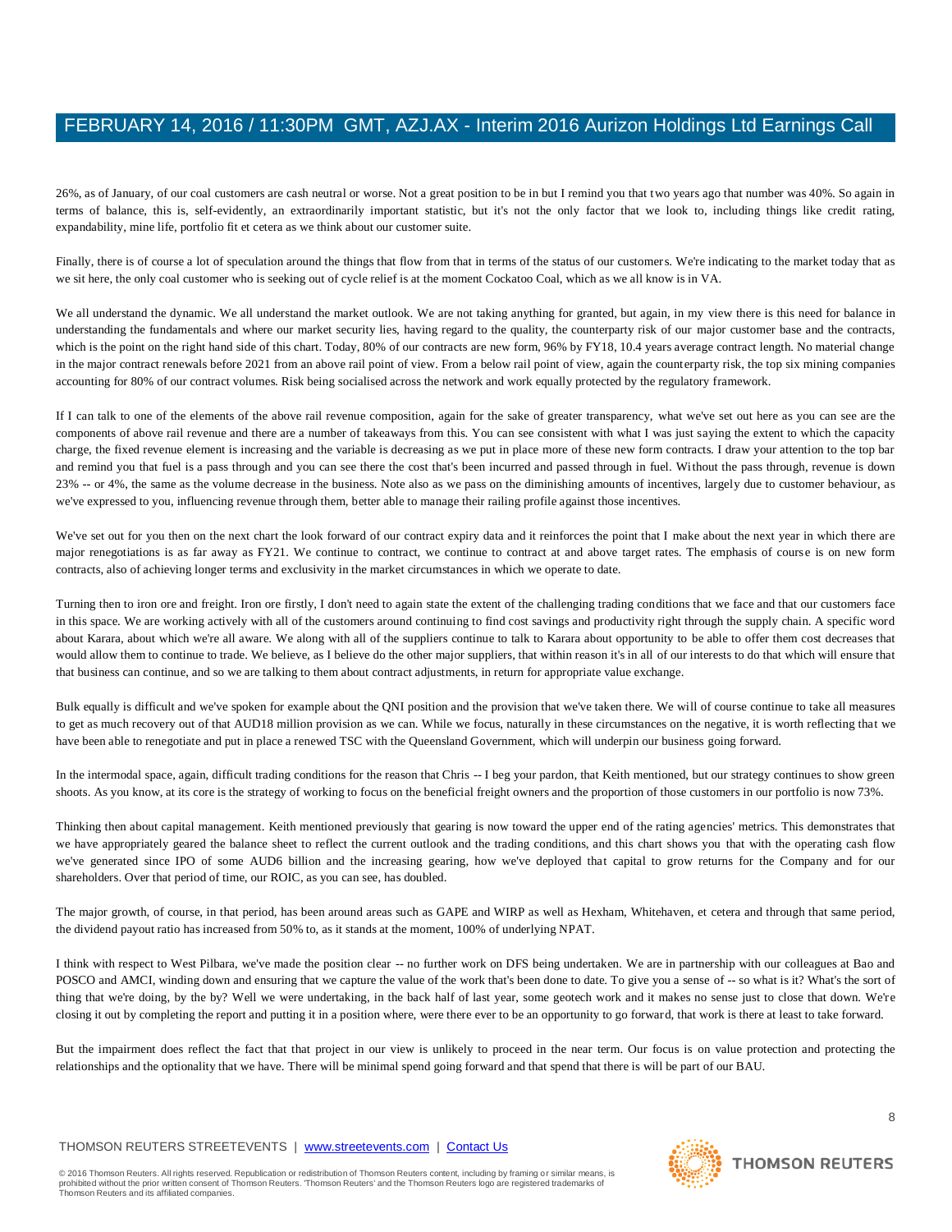26%, as of January, of our coal customers are cash neutral or worse. Not a great position to be in but I remind you that two years ago that number was 40%. So again in terms of balance, this is, self-evidently, an extraordinarily important statistic, but it's not the only factor that we look to, including things like credit rating, expandability, mine life, portfolio fit et cetera as we think about our customer suite.

Finally, there is of course a lot of speculation around the things that flow from that in terms of the status of our customers. We're indicating to the market today that as we sit here, the only coal customer who is seeking out of cycle relief is at the moment Cockatoo Coal, which as we all know is in VA.

We all understand the dynamic. We all understand the market outlook. We are not taking anything for granted, but again, in my view there is this need for balance in understanding the fundamentals and where our market security lies, having regard to the quality, the counterparty risk of our major customer base and the contracts, which is the point on the right hand side of this chart. Today, 80% of our contracts are new form, 96% by FY18, 10.4 years average contract length. No material change in the major contract renewals before 2021 from an above rail point of view. From a below rail point of view, again the counterparty risk, the top six mining companies accounting for 80% of our contract volumes. Risk being socialised across the network and work equally protected by the regulatory framework.

If I can talk to one of the elements of the above rail revenue composition, again for the sake of greater transparency, what we've set out here as you can see are the components of above rail revenue and there are a number of takeaways from this. You can see consistent with what I was just saying the extent to which the capacity charge, the fixed revenue element is increasing and the variable is decreasing as we put in place more of these new form contracts. I draw your attention to the top bar and remind you that fuel is a pass through and you can see there the cost that's been incurred and passed through in fuel. Without the pass through, revenue is down 23% -- or 4%, the same as the volume decrease in the business. Note also as we pass on the diminishing amounts of incentives, largely due to customer behaviour, as we've expressed to you, influencing revenue through them, better able to manage their railing profile against those incentives.

We've set out for you then on the next chart the look forward of our contract expiry data and it reinforces the point that I make about the next year in which there are major renegotiations is as far away as FY21. We continue to contract, we continue to contract at and above target rates. The emphasis of course is on new form contracts, also of achieving longer terms and exclusivity in the market circumstances in which we operate to date.

Turning then to iron ore and freight. Iron ore firstly, I don't need to again state the extent of the challenging trading conditions that we face and that our customers face in this space. We are working actively with all of the customers around continuing to find cost savings and productivity right through the supply chain. A specific word about Karara, about which we're all aware. We along with all of the suppliers continue to talk to Karara about opportunity to be able to offer them cost decreases that would allow them to continue to trade. We believe, as I believe do the other major suppliers, that within reason it's in all of our interests to do that which will ensure that that business can continue, and so we are talking to them about contract adjustments, in return for appropriate value exchange.

Bulk equally is difficult and we've spoken for example about the QNI position and the provision that we've taken there. We will of course continue to take all measures to get as much recovery out of that AUD18 million provision as we can. While we focus, naturally in these circumstances on the negative, it is worth reflecting that we have been able to renegotiate and put in place a renewed TSC with the Queensland Government, which will underpin our business going forward.

In the intermodal space, again, difficult trading conditions for the reason that Chris -- I beg your pardon, that Keith mentioned, but our strategy continues to show green shoots. As you know, at its core is the strategy of working to focus on the beneficial freight owners and the proportion of those customers in our portfolio is now 73%.

Thinking then about capital management. Keith mentioned previously that gearing is now toward the upper end of the rating agencies' metrics. This demonstrates that we have appropriately geared the balance sheet to reflect the current outlook and the trading conditions, and this chart shows you that with the operating cash flow we've generated since IPO of some AUD6 billion and the increasing gearing, how we've deployed that capital to grow returns for the Company and for our shareholders. Over that period of time, our ROIC, as you can see, has doubled.

The major growth, of course, in that period, has been around areas such as GAPE and WIRP as well as Hexham, Whitehaven, et cetera and through that same period, the dividend payout ratio has increased from 50% to, as it stands at the moment, 100% of underlying NPAT.

I think with respect to West Pilbara, we've made the position clear -- no further work on DFS being undertaken. We are in partnership with our colleagues at Bao and POSCO and AMCI, winding down and ensuring that we capture the value of the work that's been done to date. To give you a sense of -- so what is it? What's the sort of thing that we're doing, by the by? Well we were undertaking, in the back half of last year, some geotech work and it makes no sense just to close that down. We're closing it out by completing the report and putting it in a position where, were there ever to be an opportunity to go forward, that work is there at least to take forward.

But the impairment does reflect the fact that that project in our view is unlikely to proceed in the near term. Our focus is on value protection and protecting the relationships and the optionality that we have. There will be minimal spend going forward and that spend that there is will be part of our BAU.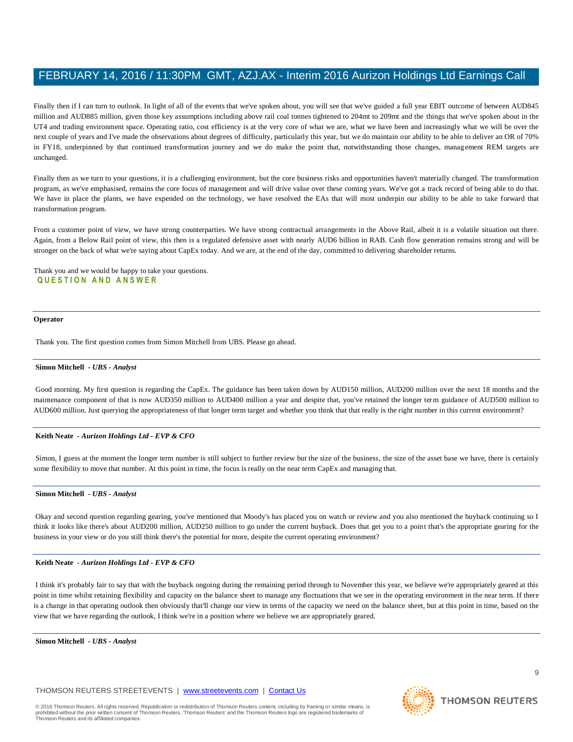Finally then if I can turn to outlook. In light of all of the events that we've spoken about, you will see that we've guided a full year EBIT outcome of between AUD845 million and AUD885 million, given those key assumptions including above rail coal tonnes tightened to 204mt to 209mt and the things that we've spoken about in the UT4 and trading environment space. Operating ratio, cost efficiency is at the very core of what we are, what we have been and increasingly what we will be over the next couple of years and I've made the observations about degrees of difficulty, particularly this year, but we do maintain our ability to be able to deliver an OR of 70% in FY18, underpinned by that continued transformation journey and we do make the point that, notwithstanding those changes, management REM targets are unchanged.

Finally then as we turn to your questions, it is a challenging environment, but the core business risks and opportunities haven't materially changed. The transformation program, as we've emphasised, remains the core focus of management and will drive value over these coming years. We've got a track record of being able to do that. We have in place the plants, we have expended on the technology, we have resolved the EAs that will most underpin our ability to be able to take forward that transformation program.

From a customer point of view, we have strong counterparties. We have strong contractual arrangements in the Above Rail, albeit it is a volatile situation out there. Again, from a Below Rail point of view, this then is a regulated defensive asset with nearly AUD6 billion in RAB. Cash flow generation remains strong and will be stronger on the back of what we're saying about CapEx today. And we are, at the end of the day, committed to delivering shareholder returns.

Thank you and we would be happy to take your questions.

## QUESTION AND ANSWER

---

**Operator**

Thank you. The first question comes from Simon Mitchell from UBS. Please go ahead.

---

**Simon Mitchell** *- UBS - Analyst*

Good morning. My first question is regarding the CapEx. The guidance has been taken down by AUD150 million, AUD200 million over the next 18 months and the maintenance component of that is now AUD350 million to AUD400 million a year and despite that, you've retained the longer term guidance of AUD500 million to AUD600 million. Just querying the appropriateness of that longer term target and whether you think that that really is the right number in this current environment?

---

**Keith Neate** *- Aurizon Holdings Ltd - EVP & CFO*

Simon, I guess at the moment the longer term number is still subject to further review but the size of the business, the size of the asset base we have, there is certainly some flexibility to move that number. At this point in time, the focus is really on the near term CapEx and managing that.

---

**Simon Mitchell** *- UBS - Analyst*

Okay and second question regarding gearing, you've mentioned that Moody's has placed you on watch or review and you also mentioned the buyback continuing so I think it looks like there's about AUD200 million, AUD250 million to go under the current buyback. Does that get you to a point that's the appropriate gearing for the business in your view or do you still think there's the potential for more, despite the current operating environment?

---

**Keith Neate** *- Aurizon Holdings Ltd - EVP & CFO*

I think it's probably fair to say that with the buyback ongoing during the remaining period through to November this year, we believe we're appropriately geared at this point in time whilst retaining flexibility and capacity on the balance sheet to manage any fluctuations that we see in the operating environment in the near term. If there is a change in that operating outlook then obviously that'll change our view in terms of the capacity we need on the balance sheet, but at this point in time, based on the view that we have regarding the outlook, I think we're in a position where we believe we are appropriately geared.

---

**Simon Mitchell** *- UBS - Analyst*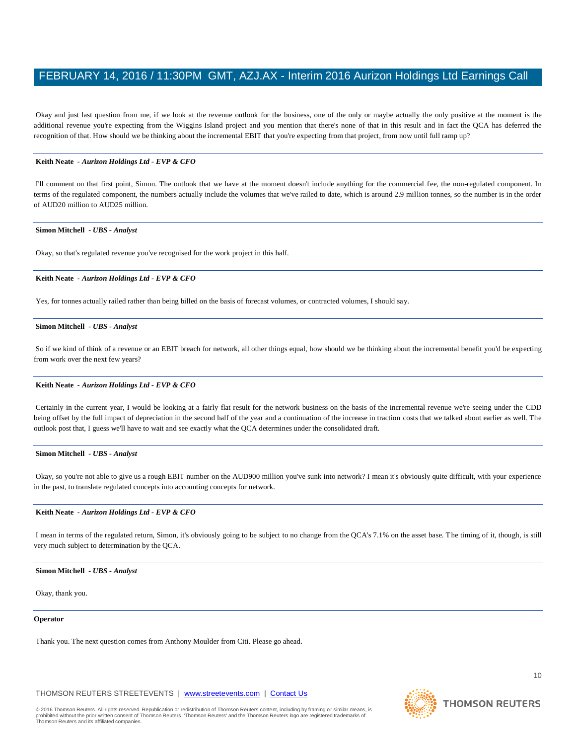Okay and just last question from me, if we look at the revenue outlook for the business, one of the only or maybe actually the only positive at the moment is the additional revenue you're expecting from the Wiggins Island project and you mention that there's none of that in this result and in fact the QCA has deferred the recognition of that. How should we be thinking about the incremental EBIT that you're expecting from that project, from now until full ramp up?

---

**Keith Neate** - ***Aurizon Holdings Ltd - EVP & CFO***

I'll comment on that first point, Simon. The outlook that we have at the moment doesn't include anything for the commercial fee, the non-regulated component. In terms of the regulated component, the numbers actually include the volumes that we've railed to date, which is around 2.9 million tonnes, so the number is in the order of AUD20 million to AUD25 million.

---

**Simon Mitchell** - ***UBS - Analyst***

Okay, so that's regulated revenue you've recognised for the work project in this half.

---

**Keith Neate** - ***Aurizon Holdings Ltd - EVP & CFO***

Yes, for tonnes actually railed rather than being billed on the basis of forecast volumes, or contracted volumes, I should say.

---

**Simon Mitchell** - ***UBS - Analyst***

So if we kind of think of a revenue or an EBIT breach for network, all other things equal, how should we be thinking about the incremental benefit you'd be expecting from work over the next few years?

---

**Keith Neate** - ***Aurizon Holdings Ltd - EVP & CFO***

Certainly in the current year, I would be looking at a fairly flat result for the network business on the basis of the incremental revenue we're seeing under the CDD being offset by the full impact of depreciation in the second half of the year and a continuation of the increase in traction costs that we talked about earlier as well. The outlook post that, I guess we'll have to wait and see exactly what the QCA determines under the consolidated draft.

---

**Simon Mitchell** - ***UBS - Analyst***

Okay, so you're not able to give us a rough EBIT number on the AUD900 million you've sunk into network? I mean it's obviously quite difficult, with your experience in the past, to translate regulated concepts into accounting concepts for network.

---

**Keith Neate** - ***Aurizon Holdings Ltd - EVP & CFO***

I mean in terms of the regulated return, Simon, it's obviously going to be subject to no change from the QCA's 7.1% on the asset base. The timing of it, though, is still very much subject to determination by the QCA.

---

**Simon Mitchell** - ***UBS - Analyst***

Okay, thank you.

---

**Operator**

Thank you. The next question comes from Anthony Moulder from Citi. Please go ahead.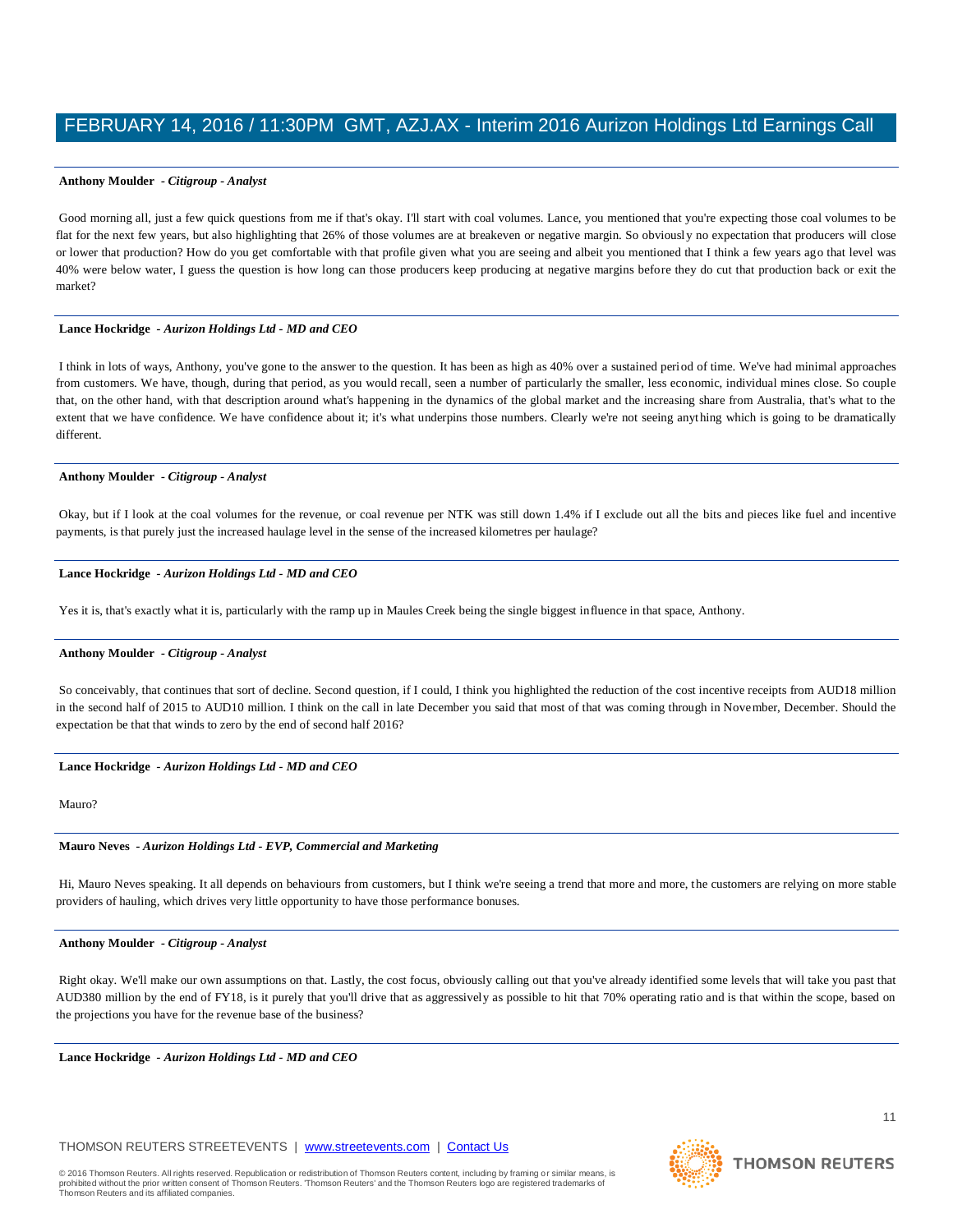**Anthony Moulder** *- Citigroup - Analyst*

Good morning all, just a few quick questions from me if that's okay. I'll start with coal volumes. Lance, you mentioned that you're expecting those coal volumes to be flat for the next few years, but also highlighting that 26% of those volumes are at breakeven or negative margin. So obviously no expectation that producers will close or lower that production? How do you get comfortable with that profile given what you are seeing and albeit you mentioned that I think a few years ago that level was 40% were below water, I guess the question is how long can those producers keep producing at negative margins before they do cut that production back or exit the market?

**Lance Hockridge** *- Aurizon Holdings Ltd - MD and CEO*

I think in lots of ways, Anthony, you've gone to the answer to the question. It has been as high as 40% over a sustained period of time. We've had minimal approaches from customers. We have, though, during that period, as you would recall, seen a number of particularly the smaller, less economic, individual mines close. So couple that, on the other hand, with that description around what's happening in the dynamics of the global market and the increasing share from Australia, that's what to the extent that we have confidence. We have confidence about it; it's what underpins those numbers. Clearly we're not seeing anything which is going to be dramatically different.

**Anthony Moulder** *- Citigroup - Analyst*

Okay, but if I look at the coal volumes for the revenue, or coal revenue per NTK was still down 1.4% if I exclude out all the bits and pieces like fuel and incentive payments, is that purely just the increased haulage level in the sense of the increased kilometres per haulage?

**Lance Hockridge** *- Aurizon Holdings Ltd - MD and CEO*

Yes it is, that's exactly what it is, particularly with the ramp up in Maules Creek being the single biggest influence in that space, Anthony.

**Anthony Moulder** *- Citigroup - Analyst*

So conceivably, that continues that sort of decline. Second question, if I could, I think you highlighted the reduction of the cost incentive receipts from AUD18 million in the second half of 2015 to AUD10 million. I think on the call in late December you said that most of that was coming through in November, December. Should the expectation be that that winds to zero by the end of second half 2016?

**Lance Hockridge** *- Aurizon Holdings Ltd - MD and CEO*

Mauro?

**Mauro Neves** *- Aurizon Holdings Ltd - EVP, Commercial and Marketing*

Hi, Mauro Neves speaking. It all depends on behaviours from customers, but I think we're seeing a trend that more and more, the customers are relying on more stable providers of hauling, which drives very little opportunity to have those performance bonuses.

**Anthony Moulder** *- Citigroup - Analyst*

Right okay. We'll make our own assumptions on that. Lastly, the cost focus, obviously calling out that you've already identified some levels that will take you past that AUD380 million by the end of FY18, is it purely that you'll drive that as aggressively as possible to hit that 70% operating ratio and is that within the scope, based on the projections you have for the revenue base of the business?

**Lance Hockridge** *- Aurizon Holdings Ltd - MD and CEO*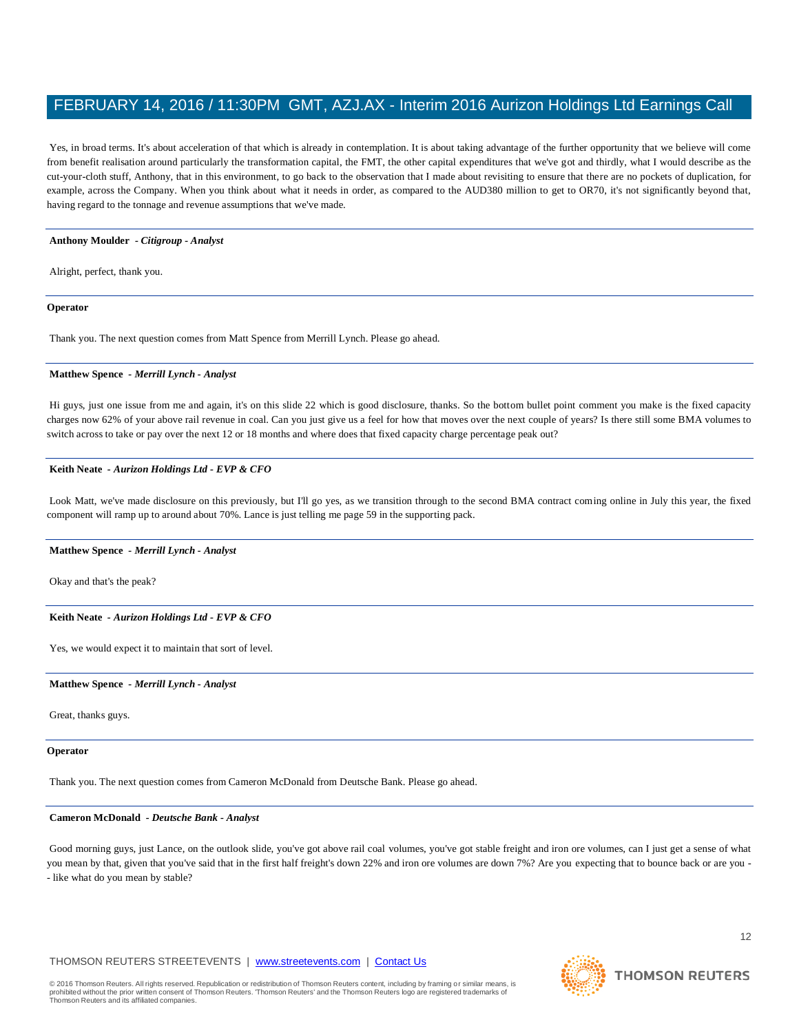Yes, in broad terms. It's about acceleration of that which is already in contemplation. It is about taking advantage of the further opportunity that we believe will come from benefit realisation around particularly the transformation capital, the FMT, the other capital expenditures that we've got and thirdly, what I would describe as the cut-your-cloth stuff, Anthony, that in this environment, to go back to the observation that I made about revisiting to ensure that there are no pockets of duplication, for example, across the Company. When you think about what it needs in order, as compared to the AUD380 million to get to OR70, it's not significantly beyond that, having regard to the tonnage and revenue assumptions that we've made.

---

**Anthony Moulder** - ***Citigroup - Analyst***

Alright, perfect, thank you.

---

**Operator**

Thank you. The next question comes from Matt Spence from Merrill Lynch. Please go ahead.

---

**Matthew Spence** - ***Merrill Lynch - Analyst***

Hi guys, just one issue from me and again, it's on this slide 22 which is good disclosure, thanks. So the bottom bullet point comment you make is the fixed capacity charges now 62% of your above rail revenue in coal. Can you just give us a feel for how that moves over the next couple of years? Is there still some BMA volumes to switch across to take or pay over the next 12 or 18 months and where does that fixed capacity charge percentage peak out?

---

**Keith Neate** - ***Aurizon Holdings Ltd - EVP & CFO***

Look Matt, we've made disclosure on this previously, but I'll go yes, as we transition through to the second BMA contract coming online in July this year, the fixed component will ramp up to around about 70%. Lance is just telling me page 59 in the supporting pack.

---

**Matthew Spence** - ***Merrill Lynch - Analyst***

Okay and that's the peak?

---

**Keith Neate** - ***Aurizon Holdings Ltd - EVP & CFO***

Yes, we would expect it to maintain that sort of level.

---

**Matthew Spence** - ***Merrill Lynch - Analyst***

Great, thanks guys.

---

**Operator**

Thank you. The next question comes from Cameron McDonald from Deutsche Bank. Please go ahead.

---

**Cameron McDonald** - ***Deutsche Bank - Analyst***

Good morning guys, just Lance, on the outlook slide, you've got above rail coal volumes, you've got stable freight and iron ore volumes, can I just get a sense of what you mean by that, given that you've said that in the first half freight's down 22% and iron ore volumes are down 7%? Are you expecting that to bounce back or are you -- like what do you mean by stable?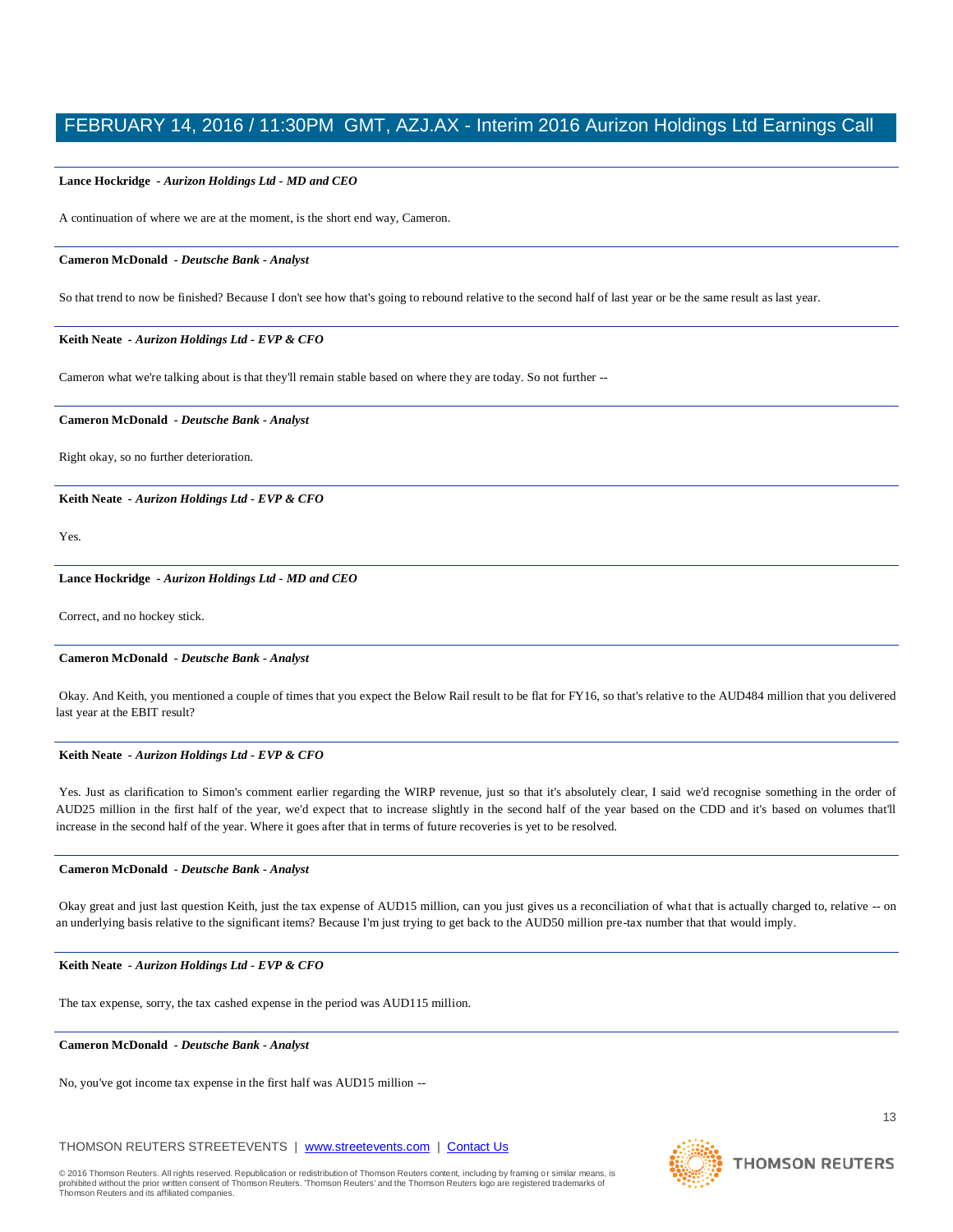**Lance Hockridge** - ***Aurizon Holdings Ltd - MD and CEO***

A continuation of where we are at the moment, is the short end way, Cameron.

---

**Cameron McDonald** - ***Deutsche Bank - Analyst***

So that trend to now be finished? Because I don't see how that's going to rebound relative to the second half of last year or be the same result as last year.

---

**Keith Neate** - ***Aurizon Holdings Ltd - EVP & CFO***

Cameron what we're talking about is that they'll remain stable based on where they are today. So not further --

---

**Cameron McDonald** - ***Deutsche Bank - Analyst***

Right okay, so no further deterioration.

---

**Keith Neate** - ***Aurizon Holdings Ltd - EVP & CFO***

Yes.

---

**Lance Hockridge** - ***Aurizon Holdings Ltd - MD and CEO***

Correct, and no hockey stick.

---

**Cameron McDonald** - ***Deutsche Bank - Analyst***

Okay. And Keith, you mentioned a couple of times that you expect the Below Rail result to be flat for FY16, so that's relative to the AUD484 million that you delivered last year at the EBIT result?

---

**Keith Neate** - ***Aurizon Holdings Ltd - EVP & CFO***

Yes. Just as clarification to Simon's comment earlier regarding the WIRP revenue, just so that it's absolutely clear, I said we'd recognise something in the order of AUD25 million in the first half of the year, we'd expect that to increase slightly in the second half of the year based on the CDD and it's based on volumes that'll increase in the second half of the year. Where it goes after that in terms of future recoveries is yet to be resolved.

---

**Cameron McDonald** - ***Deutsche Bank - Analyst***

Okay great and just last question Keith, just the tax expense of AUD15 million, can you just gives us a reconciliation of what that is actually charged to, relative -- on an underlying basis relative to the significant items? Because I'm just trying to get back to the AUD50 million pre-tax number that that would imply.

---

**Keith Neate** - ***Aurizon Holdings Ltd - EVP & CFO***

The tax expense, sorry, the tax cashed expense in the period was AUD115 million.

---

**Cameron McDonald** - ***Deutsche Bank - Analyst***

No, you've got income tax expense in the first half was AUD15 million --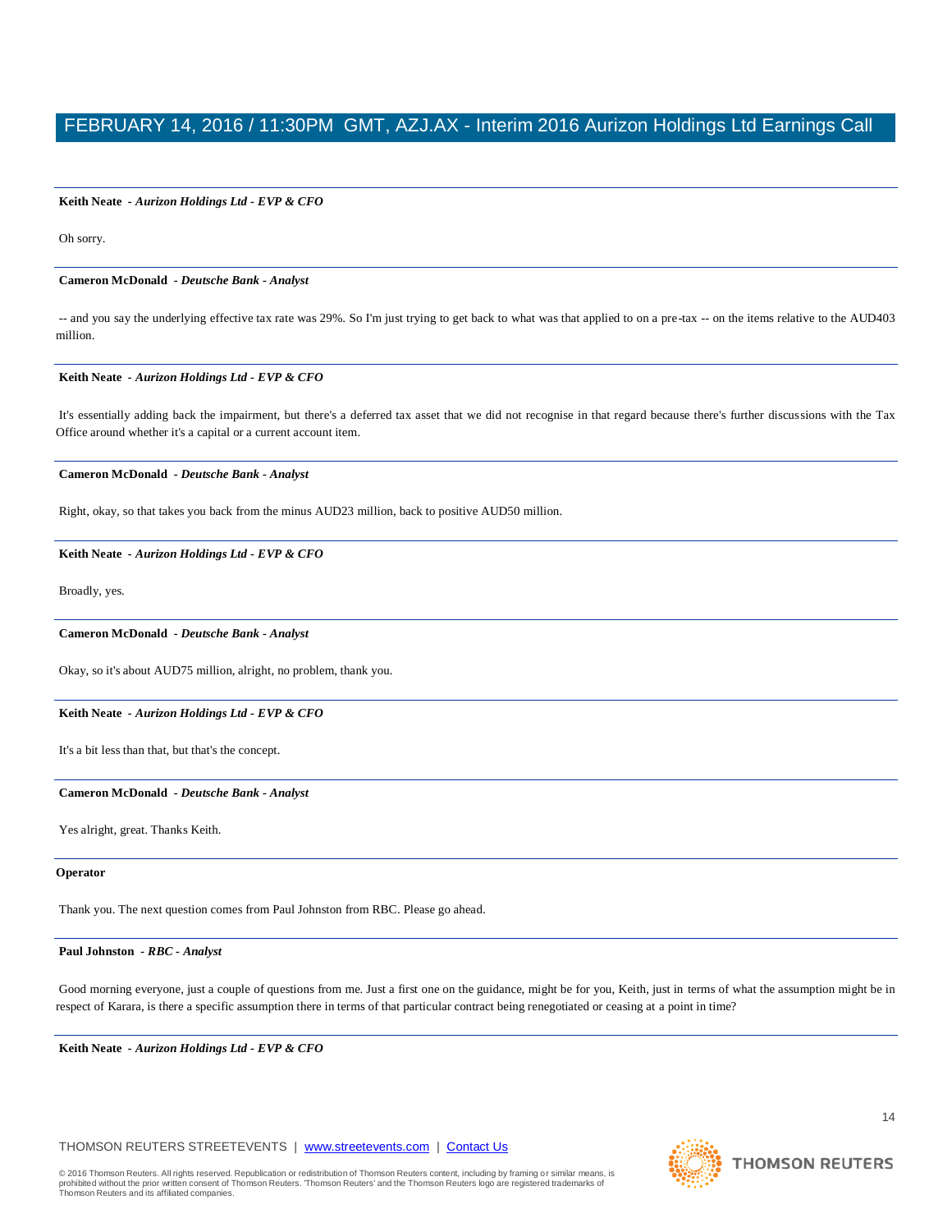**Keith Neate** - ***Aurizon Holdings Ltd - EVP & CFO***

Oh sorry.

---

**Cameron McDonald** - ***Deutsche Bank - Analyst***

-- and you say the underlying effective tax rate was 29%. So I'm just trying to get back to what was that applied to on a pre-tax -- on the items relative to the AUD403 million.

---

**Keith Neate** - ***Aurizon Holdings Ltd - EVP & CFO***

It's essentially adding back the impairment, but there's a deferred tax asset that we did not recognise in that regard because there's further discussions with the Tax Office around whether it's a capital or a current account item.

---

**Cameron McDonald** - ***Deutsche Bank - Analyst***

Right, okay, so that takes you back from the minus AUD23 million, back to positive AUD50 million.

---

**Keith Neate** - ***Aurizon Holdings Ltd - EVP & CFO***

Broadly, yes.

---

**Cameron McDonald** - ***Deutsche Bank - Analyst***

Okay, so it's about AUD75 million, alright, no problem, thank you.

---

**Keith Neate** - ***Aurizon Holdings Ltd - EVP & CFO***

It's a bit less than that, but that's the concept.

---

**Cameron McDonald** - ***Deutsche Bank - Analyst***

Yes alright, great. Thanks Keith.

---

**Operator**

Thank you. The next question comes from Paul Johnston from RBC. Please go ahead.

---

**Paul Johnston** - ***RBC - Analyst***

Good morning everyone, just a couple of questions from me. Just a first one on the guidance, might be for you, Keith, just in terms of what the assumption might be in respect of Karara, is there a specific assumption there in terms of that particular contract being renegotiated or ceasing at a point in time?

---

**Keith Neate** - ***Aurizon Holdings Ltd - EVP & CFO***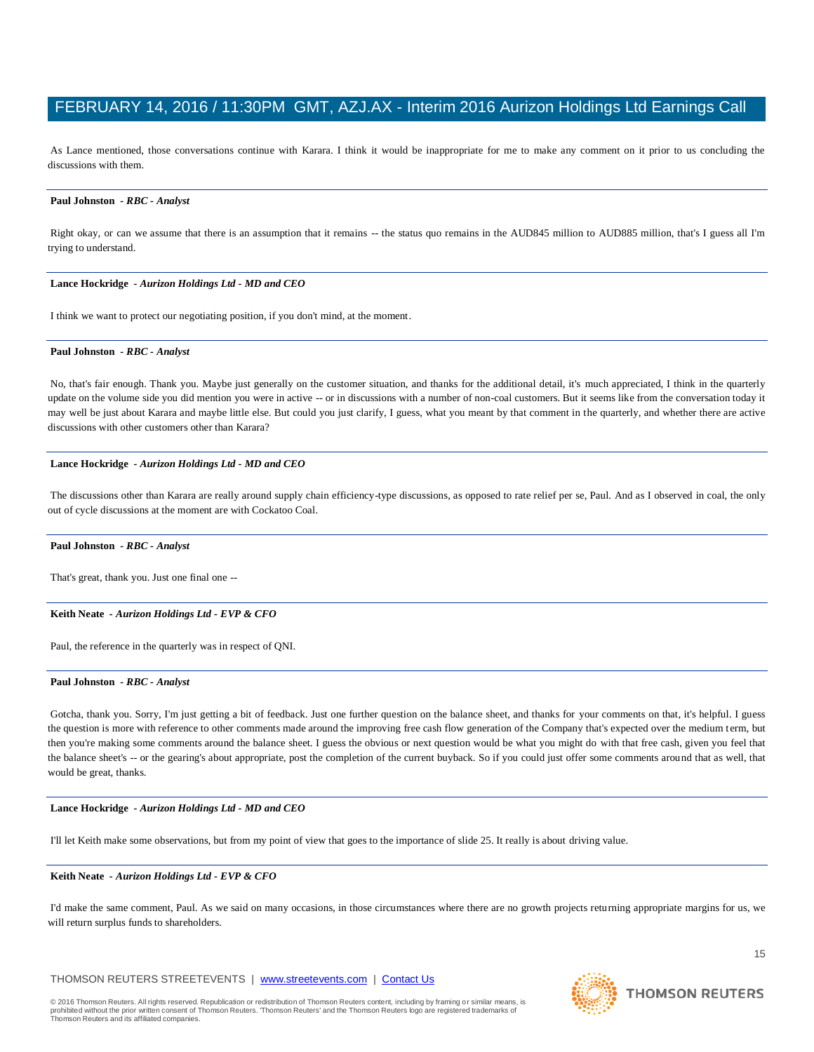As Lance mentioned, those conversations continue with Karara. I think it would be inappropriate for me to make any comment on it prior to us concluding the discussions with them.

---

**Paul Johnston** - ***RBC - Analyst***

Right okay, or can we assume that there is an assumption that it remains -- the status quo remains in the AUD845 million to AUD885 million, that's I guess all I'm trying to understand.

---

**Lance Hockridge** - ***Aurizon Holdings Ltd - MD and CEO***

I think we want to protect our negotiating position, if you don't mind, at the moment.

---

**Paul Johnston** - ***RBC - Analyst***

No, that's fair enough. Thank you. Maybe just generally on the customer situation, and thanks for the additional detail, it's much appreciated, I think in the quarterly update on the volume side you did mention you were in active -- or in discussions with a number of non-coal customers. But it seems like from the conversation today it may well be just about Karara and maybe little else. But could you just clarify, I guess, what you meant by that comment in the quarterly, and whether there are active discussions with other customers other than Karara?

---

**Lance Hockridge** - ***Aurizon Holdings Ltd - MD and CEO***

The discussions other than Karara are really around supply chain efficiency-type discussions, as opposed to rate relief per se, Paul. And as I observed in coal, the only out of cycle discussions at the moment are with Cockatoo Coal.

---

**Paul Johnston** - ***RBC - Analyst***

That's great, thank you. Just one final one --

---

**Keith Neate** - ***Aurizon Holdings Ltd - EVP & CFO***

Paul, the reference in the quarterly was in respect of QNI.

---

**Paul Johnston** - ***RBC - Analyst***

Gotcha, thank you. Sorry, I'm just getting a bit of feedback. Just one further question on the balance sheet, and thanks for your comments on that, it's helpful. I guess the question is more with reference to other comments made around the improving free cash flow generation of the Company that's expected over the medium term, but then you're making some comments around the balance sheet. I guess the obvious or next question would be what you might do with that free cash, given you feel that the balance sheet's -- or the gearing's about appropriate, post the completion of the current buyback. So if you could just offer some comments around that as well, that would be great, thanks.

---

**Lance Hockridge** - ***Aurizon Holdings Ltd - MD and CEO***

I'll let Keith make some observations, but from my point of view that goes to the importance of slide 25. It really is about driving value.

---

**Keith Neate** - ***Aurizon Holdings Ltd - EVP & CFO***

I'd make the same comment, Paul. As we said on many occasions, in those circumstances where there are no growth projects returning appropriate margins for us, we will return surplus funds to shareholders.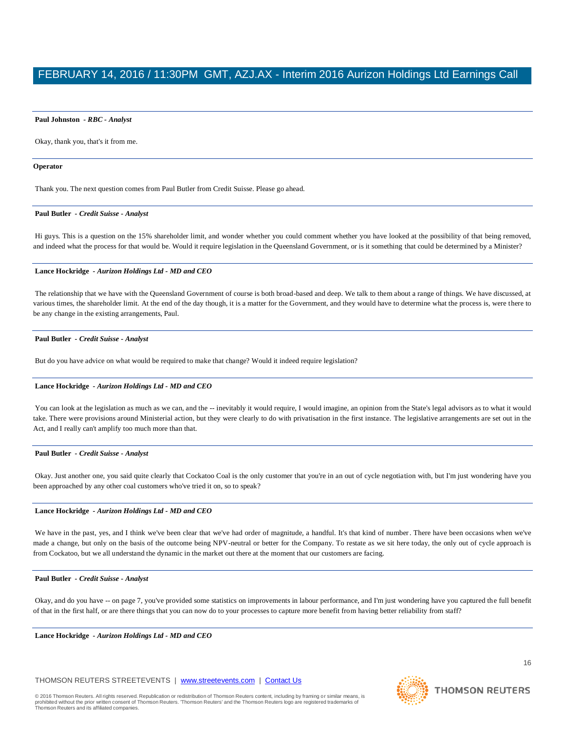**Paul Johnston** - *RBC - Analyst*

Okay, thank you, that's it from me.

---

**Operator**

Thank you. The next question comes from Paul Butler from Credit Suisse. Please go ahead.

---

**Paul Butler** - *Credit Suisse - Analyst*

Hi guys. This is a question on the 15% shareholder limit, and wonder whether you could comment whether you have looked at the possibility of that being removed, and indeed what the process for that would be. Would it require legislation in the Queensland Government, or is it something that could be determined by a Minister?

---

**Lance Hockridge** - *Aurizon Holdings Ltd - MD and CEO*

The relationship that we have with the Queensland Government of course is both broad-based and deep. We talk to them about a range of things. We have discussed, at various times, the shareholder limit. At the end of the day though, it is a matter for the Government, and they would have to determine what the process is, were there to be any change in the existing arrangements, Paul.

---

**Paul Butler** - *Credit Suisse - Analyst*

But do you have advice on what would be required to make that change? Would it indeed require legislation?

---

**Lance Hockridge** - *Aurizon Holdings Ltd - MD and CEO*

You can look at the legislation as much as we can, and the -- inevitably it would require, I would imagine, an opinion from the State's legal advisors as to what it would take. There were provisions around Ministerial action, but they were clearly to do with privatisation in the first instance. The legislative arrangements are set out in the Act, and I really can't amplify too much more than that.

---

**Paul Butler** - *Credit Suisse - Analyst*

Okay. Just another one, you said quite clearly that Cockatoo Coal is the only customer that you're in an out of cycle negotiation with, but I'm just wondering have you been approached by any other coal customers who've tried it on, so to speak?

---

**Lance Hockridge** - *Aurizon Holdings Ltd - MD and CEO*

We have in the past, yes, and I think we've been clear that we've had order of magnitude, a handful. It's that kind of number. There have been occasions when we've made a change, but only on the basis of the outcome being NPV-neutral or better for the Company. To restate as we sit here today, the only out of cycle approach is from Cockatoo, but we all understand the dynamic in the market out there at the moment that our customers are facing.

---

**Paul Butler** - *Credit Suisse - Analyst*

Okay, and do you have -- on page 7, you've provided some statistics on improvements in labour performance, and I'm just wondering have you captured the full benefit of that in the first half, or are there things that you can now do to your processes to capture more benefit from having better reliability from staff?

---

**Lance Hockridge** - *Aurizon Holdings Ltd - MD and CEO*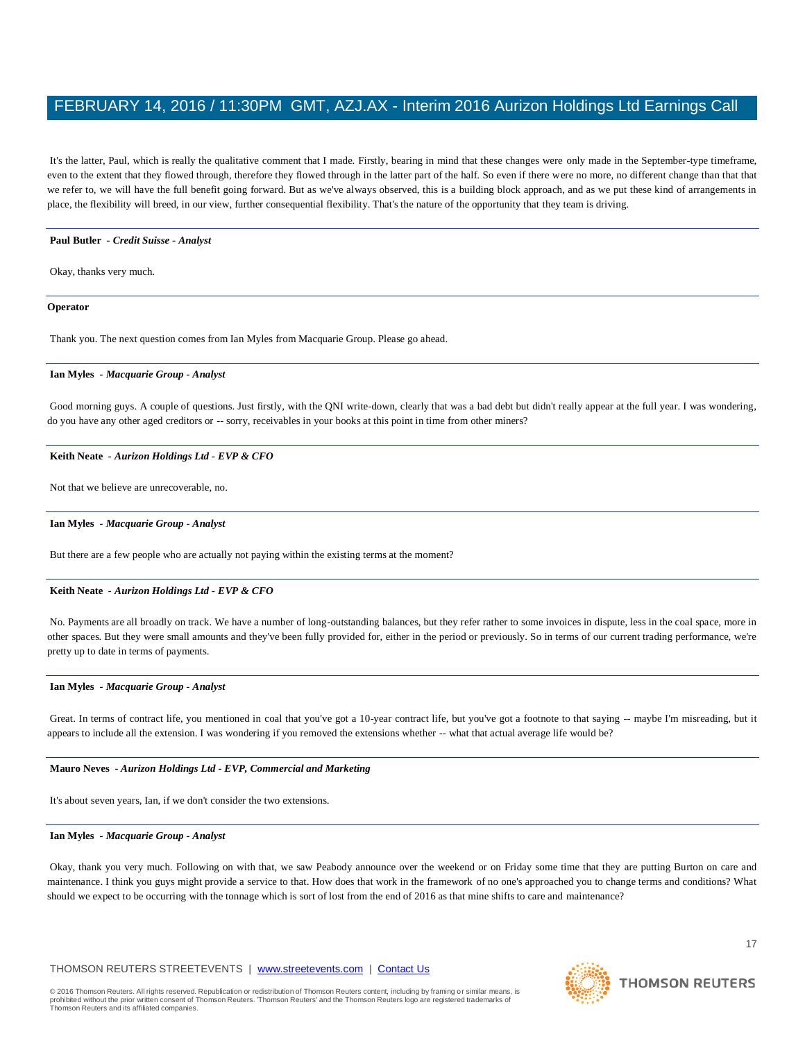It's the latter, Paul, which is really the qualitative comment that I made. Firstly, bearing in mind that these changes were only made in the September-type timeframe, even to the extent that they flowed through, therefore they flowed through in the latter part of the half. So even if there were no more, no different change than that that we refer to, we will have the full benefit going forward. But as we've always observed, this is a building block approach, and as we put these kind of arrangements in place, the flexibility will breed, in our view, further consequential flexibility. That's the nature of the opportunity that they team is driving.

---

**Paul Butler** - ***Credit Suisse - Analyst***

Okay, thanks very much.

---

**Operator**

Thank you. The next question comes from Ian Myles from Macquarie Group. Please go ahead.

---

**Ian Myles** - ***Macquarie Group - Analyst***

Good morning guys. A couple of questions. Just firstly, with the QNI write-down, clearly that was a bad debt but didn't really appear at the full year. I was wondering, do you have any other aged creditors or -- sorry, receivables in your books at this point in time from other miners?

---

**Keith Neate** - ***Aurizon Holdings Ltd - EVP & CFO***

Not that we believe are unrecoverable, no.

---

**Ian Myles** - ***Macquarie Group - Analyst***

But there are a few people who are actually not paying within the existing terms at the moment?

---

**Keith Neate** - ***Aurizon Holdings Ltd - EVP & CFO***

No. Payments are all broadly on track. We have a number of long-outstanding balances, but they refer rather to some invoices in dispute, less in the coal space, more in other spaces. But they were small amounts and they've been fully provided for, either in the period or previously. So in terms of our current trading performance, we're pretty up to date in terms of payments.

---

**Ian Myles** - ***Macquarie Group - Analyst***

Great. In terms of contract life, you mentioned in coal that you've got a 10-year contract life, but you've got a footnote to that saying -- maybe I'm misreading, but it appears to include all the extension. I was wondering if you removed the extensions whether -- what that actual average life would be?

---

**Mauro Neves** - ***Aurizon Holdings Ltd - EVP, Commercial and Marketing***

It's about seven years, Ian, if we don't consider the two extensions.

---

**Ian Myles** - ***Macquarie Group - Analyst***

Okay, thank you very much. Following on with that, we saw Peabody announce over the weekend or on Friday some time that they are putting Burton on care and maintenance. I think you guys might provide a service to that. How does that work in the framework of no one's approached you to change terms and conditions? What should we expect to be occurring with the tonnage which is sort of lost from the end of 2016 as that mine shifts to care and maintenance?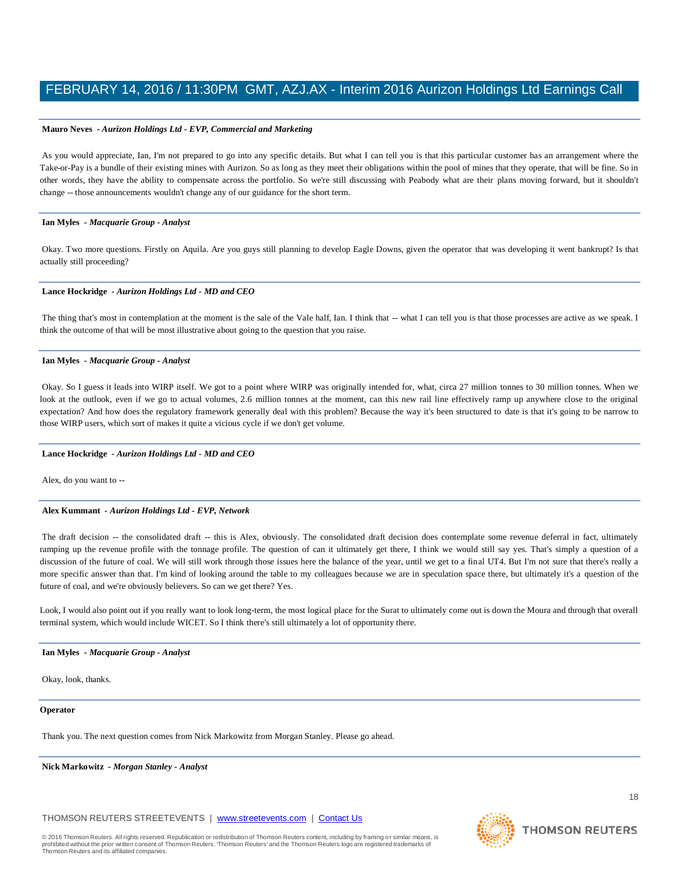**Mauro Neves** - ***Aurizon Holdings Ltd - EVP, Commercial and Marketing***

As you would appreciate, Ian, I'm not prepared to go into any specific details. But what I can tell you is that this particular customer has an arrangement where the Take-or-Pay is a bundle of their existing mines with Aurizon. So as long as they meet their obligations within the pool of mines that they operate, that will be fine. So in other words, they have the ability to compensate across the portfolio. So we're still discussing with Peabody what are their plans moving forward, but it shouldn't change -- those announcements wouldn't change any of our guidance for the short term.

---

**Ian Myles** - ***Macquarie Group - Analyst***

Okay. Two more questions. Firstly on Aquila. Are you guys still planning to develop Eagle Downs, given the operator that was developing it went bankrupt? Is that actually still proceeding?

---

**Lance Hockridge** - ***Aurizon Holdings Ltd - MD and CEO***

The thing that's most in contemplation at the moment is the sale of the Vale half, Ian. I think that -- what I can tell you is that those processes are active as we speak. I think the outcome of that will be most illustrative about going to the question that you raise.

---

**Ian Myles** - ***Macquarie Group - Analyst***

Okay. So I guess it leads into WIRP itself. We got to a point where WIRP was originally intended for, what, circa 27 million tonnes to 30 million tonnes. When we look at the outlook, even if we go to actual volumes, 2.6 million tonnes at the moment, can this new rail line effectively ramp up anywhere close to the original expectation? And how does the regulatory framework generally deal with this problem? Because the way it's been structured to date is that it's going to be narrow to those WIRP users, which sort of makes it quite a vicious cycle if we don't get volume.

---

**Lance Hockridge** - ***Aurizon Holdings Ltd - MD and CEO***

Alex, do you want to --

---

**Alex Kummant** - ***Aurizon Holdings Ltd - EVP, Network***

The draft decision -- the consolidated draft -- this is Alex, obviously. The consolidated draft decision does contemplate some revenue deferral in fact, ultimately ramping up the revenue profile with the tonnage profile. The question of can it ultimately get there, I think we would still say yes. That's simply a question of a discussion of the future of coal. We will still work through those issues here the balance of the year, until we get to a final UT4. But I'm not sure that there's really a more specific answer than that. I'm kind of looking around the table to my colleagues because we are in speculation space there, but ultimately it's a question of the future of coal, and we're obviously believers. So can we get there? Yes.

Look, I would also point out if you really want to look long-term, the most logical place for the Surat to ultimately come out is down the Moura and through that overall terminal system, which would include WICET. So I think there's still ultimately a lot of opportunity there.

---

**Ian Myles** - ***Macquarie Group - Analyst***

Okay, look, thanks.

---

**Operator**

Thank you. The next question comes from Nick Markowitz from Morgan Stanley. Please go ahead.

---

**Nick Markowitz** - ***Morgan Stanley - Analyst***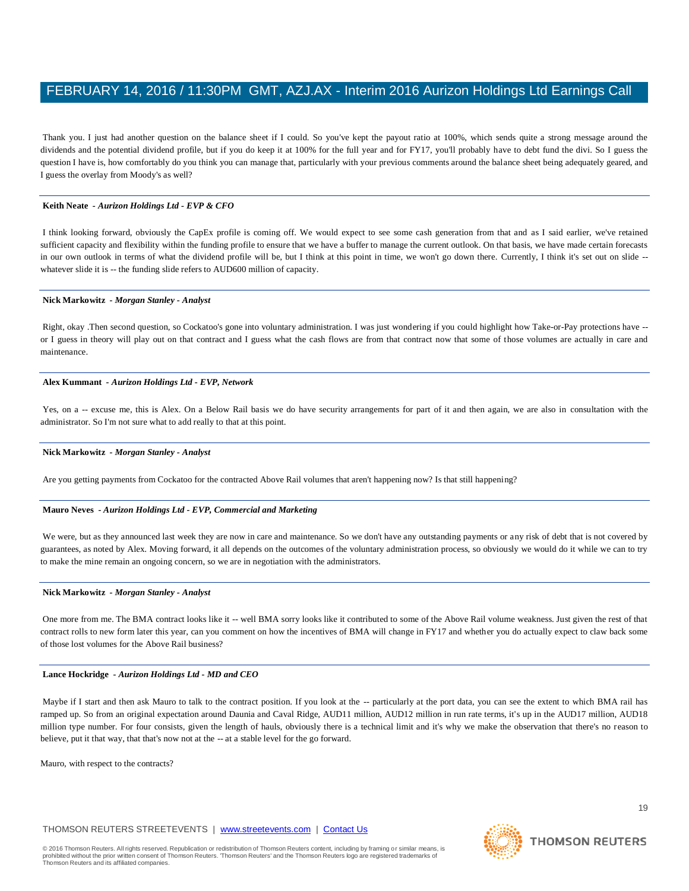Thank you. I just had another question on the balance sheet if I could. So you've kept the payout ratio at 100%, which sends quite a strong message around the dividends and the potential dividend profile, but if you do keep it at 100% for the full year and for FY17, you'll probably have to debt fund the divi. So I guess the question I have is, how comfortably do you think you can manage that, particularly with your previous comments around the balance sheet being adequately geared, and I guess the overlay from Moody's as well?

---

**Keith Neate** - ***Aurizon Holdings Ltd - EVP & CFO***

I think looking forward, obviously the CapEx profile is coming off. We would expect to see some cash generation from that and as I said earlier, we've retained sufficient capacity and flexibility within the funding profile to ensure that we have a buffer to manage the current outlook. On that basis, we have made certain forecasts in our own outlook in terms of what the dividend profile will be, but I think at this point in time, we won't go down there. Currently, I think it's set out on slide -- whatever slide it is -- the funding slide refers to AUD600 million of capacity.

---

**Nick Markowitz** - ***Morgan Stanley - Analyst***

Right, okay .Then second question, so Cockatoo's gone into voluntary administration. I was just wondering if you could highlight how Take-or-Pay protections have -- or I guess in theory will play out on that contract and I guess what the cash flows are from that contract now that some of those volumes are actually in care and maintenance.

---

**Alex Kummant** - ***Aurizon Holdings Ltd - EVP, Network***

Yes, on a -- excuse me, this is Alex. On a Below Rail basis we do have security arrangements for part of it and then again, we are also in consultation with the administrator. So I'm not sure what to add really to that at this point.

---

**Nick Markowitz** - ***Morgan Stanley - Analyst***

Are you getting payments from Cockatoo for the contracted Above Rail volumes that aren't happening now? Is that still happening?

---

**Mauro Neves** - ***Aurizon Holdings Ltd - EVP, Commercial and Marketing***

We were, but as they announced last week they are now in care and maintenance. So we don't have any outstanding payments or any risk of debt that is not covered by guarantees, as noted by Alex. Moving forward, it all depends on the outcomes of the voluntary administration process, so obviously we would do it while we can to try to make the mine remain an ongoing concern, so we are in negotiation with the administrators.

---

**Nick Markowitz** - ***Morgan Stanley - Analyst***

One more from me. The BMA contract looks like it -- well BMA sorry looks like it contributed to some of the Above Rail volume weakness. Just given the rest of that contract rolls to new form later this year, can you comment on how the incentives of BMA will change in FY17 and whether you do actually expect to claw back some of those lost volumes for the Above Rail business?

---

**Lance Hockridge** - ***Aurizon Holdings Ltd - MD and CEO***

Maybe if I start and then ask Mauro to talk to the contract position. If you look at the -- particularly at the port data, you can see the extent to which BMA rail has ramped up. So from an original expectation around Daunia and Caval Ridge, AUD11 million, AUD12 million in run rate terms, it's up in the AUD17 million, AUD18 million type number. For four consists, given the length of hauls, obviously there is a technical limit and it's why we make the observation that there's no reason to believe, put it that way, that that's now not at the -- at a stable level for the go forward.

Mauro, with respect to the contracts?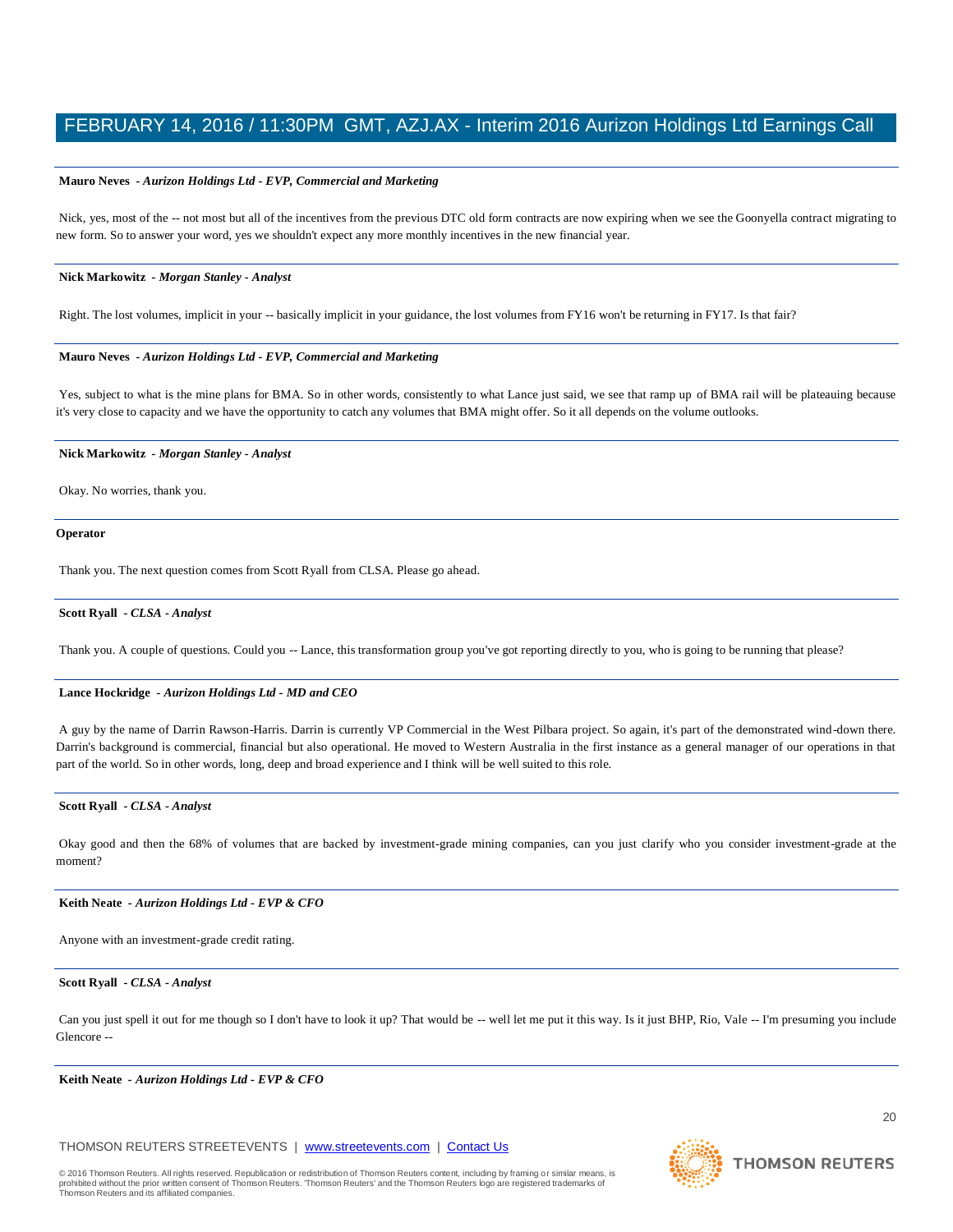**Mauro Neves** *- Aurizon Holdings Ltd - EVP, Commercial and Marketing*

Nick, yes, most of the -- not most but all of the incentives from the previous DTC old form contracts are now expiring when we see the Goonyella contract migrating to new form. So to answer your word, yes we shouldn't expect any more monthly incentives in the new financial year.

**Nick Markowitz** *- Morgan Stanley - Analyst*

Right. The lost volumes, implicit in your -- basically implicit in your guidance, the lost volumes from FY16 won't be returning in FY17. Is that fair?

**Mauro Neves** *- Aurizon Holdings Ltd - EVP, Commercial and Marketing*

Yes, subject to what is the mine plans for BMA. So in other words, consistently to what Lance just said, we see that ramp up of BMA rail will be plateauing because it's very close to capacity and we have the opportunity to catch any volumes that BMA might offer. So it all depends on the volume outlooks.

**Nick Markowitz** *- Morgan Stanley - Analyst*

Okay. No worries, thank you.

**Operator**

Thank you. The next question comes from Scott Ryall from CLSA. Please go ahead.

**Scott Ryall** *- CLSA - Analyst*

Thank you. A couple of questions. Could you -- Lance, this transformation group you've got reporting directly to you, who is going to be running that please?

**Lance Hockridge** *- Aurizon Holdings Ltd - MD and CEO*

A guy by the name of Darrin Rawson-Harris. Darrin is currently VP Commercial in the West Pilbara project. So again, it's part of the demonstrated wind-down there. Darrin's background is commercial, financial but also operational. He moved to Western Australia in the first instance as a general manager of our operations in that part of the world. So in other words, long, deep and broad experience and I think will be well suited to this role.

**Scott Ryall** *- CLSA - Analyst*

Okay good and then the 68% of volumes that are backed by investment-grade mining companies, can you just clarify who you consider investment-grade at the moment?

**Keith Neate** *- Aurizon Holdings Ltd - EVP & CFO*

Anyone with an investment-grade credit rating.

**Scott Ryall** *- CLSA - Analyst*

Can you just spell it out for me though so I don't have to look it up? That would be -- well let me put it this way. Is it just BHP, Rio, Vale -- I'm presuming you include Glencore --

**Keith Neate** *- Aurizon Holdings Ltd - EVP & CFO*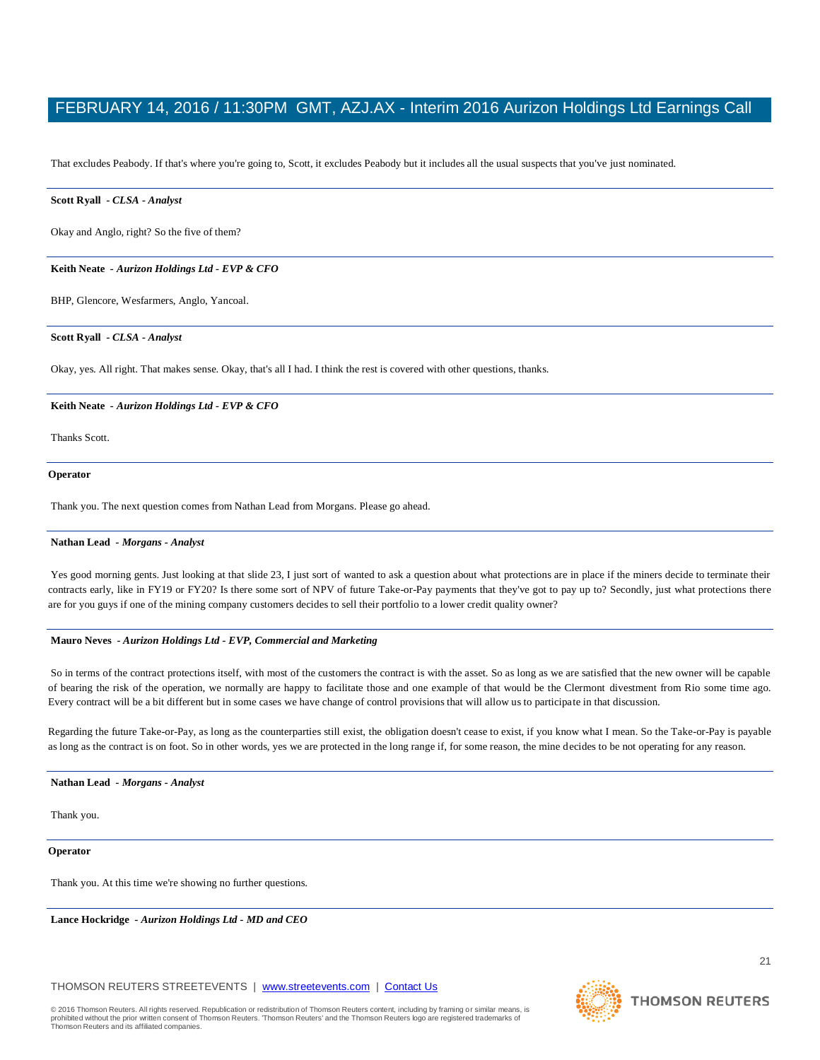That excludes Peabody. If that's where you're going to, Scott, it excludes Peabody but it includes all the usual suspects that you've just nominated.

---

**Scott Ryall** *- CLSA - Analyst*

Okay and Anglo, right? So the five of them?

---

**Keith Neate** *- Aurizon Holdings Ltd - EVP & CFO*

BHP, Glencore, Wesfarmers, Anglo, Yancoal.

---

**Scott Ryall** *- CLSA - Analyst*

Okay, yes. All right. That makes sense. Okay, that's all I had. I think the rest is covered with other questions, thanks.

---

**Keith Neate** *- Aurizon Holdings Ltd - EVP & CFO*

Thanks Scott.

---

**Operator**

Thank you. The next question comes from Nathan Lead from Morgans. Please go ahead.

---

**Nathan Lead** *- Morgans - Analyst*

Yes good morning gents. Just looking at that slide 23, I just sort of wanted to ask a question about what protections are in place if the miners decide to terminate their contracts early, like in FY19 or FY20? Is there some sort of NPV of future Take-or-Pay payments that they've got to pay up to? Secondly, just what protections there are for you guys if one of the mining company customers decides to sell their portfolio to a lower credit quality owner?

---

**Mauro Neves** *- Aurizon Holdings Ltd - EVP, Commercial and Marketing*

So in terms of the contract protections itself, with most of the customers the contract is with the asset. So as long as we are satisfied that the new owner will be capable of bearing the risk of the operation, we normally are happy to facilitate those and one example of that would be the Clermont divestment from Rio some time ago. Every contract will be a bit different but in some cases we have change of control provisions that will allow us to participate in that discussion.

Regarding the future Take-or-Pay, as long as the counterparties still exist, the obligation doesn't cease to exist, if you know what I mean. So the Take-or-Pay is payable as long as the contract is on foot. So in other words, yes we are protected in the long range if, for some reason, the mine decides to be not operating for any reason.

---

**Nathan Lead** *- Morgans - Analyst*

Thank you.

---

**Operator**

Thank you. At this time we're showing no further questions.

---

**Lance Hockridge** *- Aurizon Holdings Ltd - MD and CEO*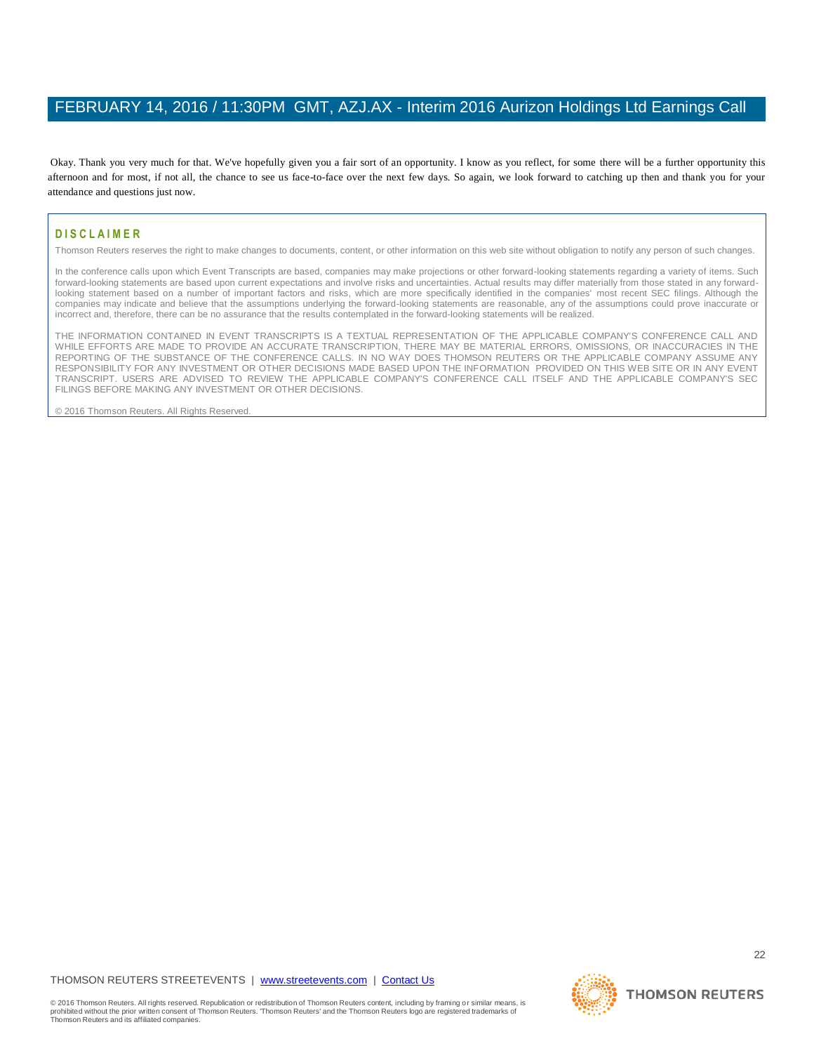Okay. Thank you very much for that. We've hopefully given you a fair sort of an opportunity. I know as you reflect, for some there will be a further opportunity this afternoon and for most, if not all, the chance to see us face-to-face over the next few days. So again, we look forward to catching up then and thank you for your attendance and questions just now.

**DISCLAIMER**

Thomson Reuters reserves the right to make changes to documents, content, or other information on this web site without obligation to notify any person of such changes.

In the conference calls upon which Event Transcripts are based, companies may make projections or other forward-looking statements regarding a variety of items. Such forward-looking statements are based upon current expectations and involve risks and uncertainties. Actual results may differ materially from those stated in any forward-looking statement based on a number of important factors and risks, which are more specifically identified in the companies' most recent SEC filings. Although the companies may indicate and believe that the assumptions underlying the forward-looking statements are reasonable, any of the assumptions could prove inaccurate or incorrect and, therefore, there can be no assurance that the results contemplated in the forward-looking statements will be realized.

THE INFORMATION CONTAINED IN EVENT TRANSCRIPTS IS A TEXTUAL REPRESENTATION OF THE APPLICABLE COMPANY'S CONFERENCE CALL AND WHILE EFFORTS ARE MADE TO PROVIDE AN ACCURATE TRANSCRIPTION, THERE MAY BE MATERIAL ERRORS, OMISSIONS, OR INACCURACIES IN THE REPORTING OF THE SUBSTANCE OF THE CONFERENCE CALLS. IN NO WAY DOES THOMSON REUTERS OR THE APPLICABLE COMPANY ASSUME ANY RESPONSIBILITY FOR ANY INVESTMENT OR OTHER DECISIONS MADE BASED UPON THE INFORMATION PROVIDED ON THIS WEB SITE OR IN ANY EVENT TRANSCRIPT. USERS ARE ADVISED TO REVIEW THE APPLICABLE COMPANY'S CONFERENCE CALL ITSELF AND THE APPLICABLE COMPANY'S SEC FILINGS BEFORE MAKING ANY INVESTMENT OR OTHER DECISIONS.

© 2016 Thomson Reuters. All Rights Reserved.